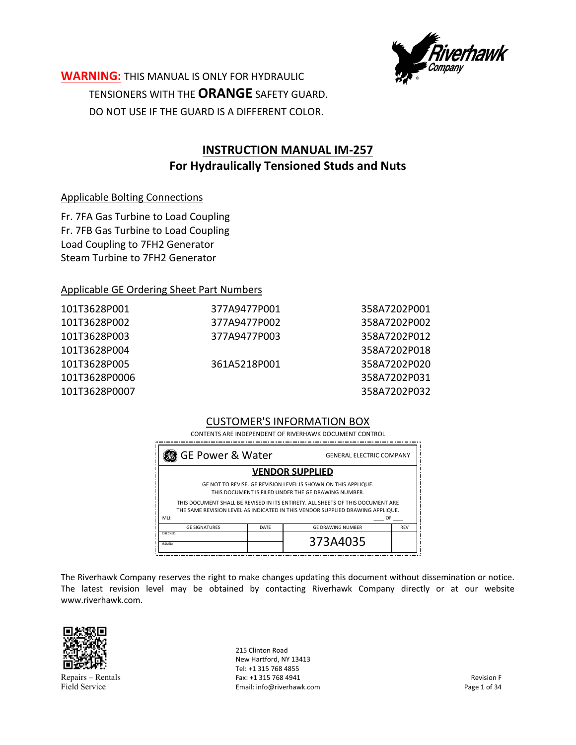**WARNING:** THIS MANUAL IS ONLY FOR HYDRAULIC TENSIONERS WITH THE **ORANGE** SAFETY GUARD. DO NOT USE IF THE GUARD IS A DIFFERENT COLOR.

# INSTRUCTION MANUAL IM-257
## For Hydraulically Tensioned Studs and Nuts

Applicable Bolting Connections

Fr. 7FA Gas Turbine to Load Coupling
Fr. 7FB Gas Turbine to Load Coupling
Load Coupling to 7FH2 Generator
Steam Turbine to 7FH2 Generator

Applicable GE Ordering Sheet Part Numbers

| | | |
|---|---|---|
| 101T3628P001 | 377A9477P001 | 358A7202P001 |
| 101T3628P002 | 377A9477P002 | 358A7202P002 |
| 101T3628P003 | 377A9477P003 | 358A7202P012 |
| 101T3628P004 | | 358A7202P018 |
| 101T3628P005 | 361A5218P001 | 358A7202P020 |
| 101T3628P0006 | | 358A7202P031 |
| 101T3628P0007 | | 358A7202P032 |

CUSTOMER'S INFORMATION BOX

CONTENTS ARE INDEPENDENT OF RIVERHAWK DOCUMENT CONTROL

GE Power & Water — GENERAL ELECTRIC COMPANY

**VENDOR SUPPLIED**

GE NOT TO REVISE. GE REVISION LEVEL IS SHOWN ON THIS APPLIQUE.
THIS DOCUMENT IS FILED UNDER THE GE DRAWING NUMBER.

THIS DOCUMENT SHALL BE REVISED IN ITS ENTIRETY. ALL SHEETS OF THIS DOCUMENT ARE THE SAME REVISION LEVEL AS INDICATED IN THIS VENDOR SUPPLIED DRAWING APPLIQUE.

MLI: ____ OF ____

| GE SIGNATURES | DATE | GE DRAWING NUMBER | REV |
|---|---|---|---|
| CHECKED: | | 373A4035 | |
| ISSUED: | | | |

The Riverhawk Company reserves the right to make changes updating this document without dissemination or notice. The latest revision level may be obtained by contacting Riverhawk Company directly or at our website www.riverhawk.com.

Repairs – Rentals
Field Service

215 Clinton Road
New Hartford, NY 13413
Tel: +1 315 768 4855
Fax: +1 315 768 4941
Email: info@riverhawk.com

Revision F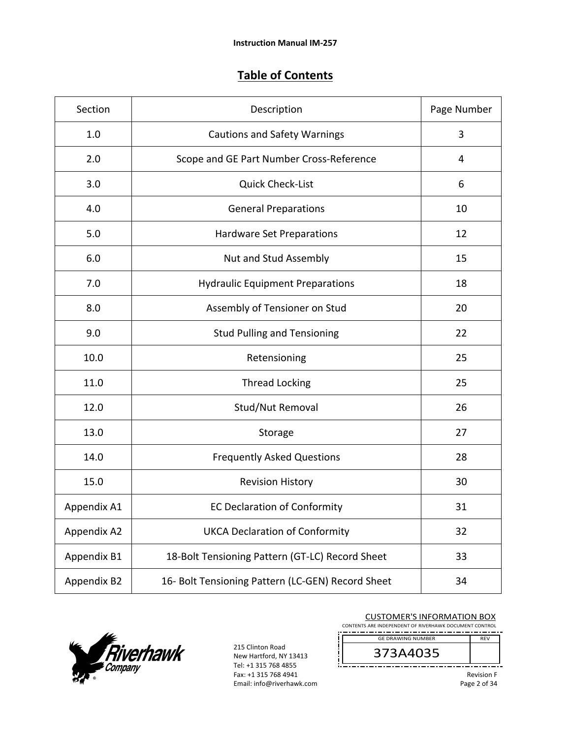## Table of Contents

| Section | Description | Page Number |
|---|---|---|
| 1.0 | Cautions and Safety Warnings | 3 |
| 2.0 | Scope and GE Part Number Cross-Reference | 4 |
| 3.0 | Quick Check-List | 6 |
| 4.0 | General Preparations | 10 |
| 5.0 | Hardware Set Preparations | 12 |
| 6.0 | Nut and Stud Assembly | 15 |
| 7.0 | Hydraulic Equipment Preparations | 18 |
| 8.0 | Assembly of Tensioner on Stud | 20 |
| 9.0 | Stud Pulling and Tensioning | 22 |
| 10.0 | Retensioning | 25 |
| 11.0 | Thread Locking | 25 |
| 12.0 | Stud/Nut Removal | 26 |
| 13.0 | Storage | 27 |
| 14.0 | Frequently Asked Questions | 28 |
| 15.0 | Revision History | 30 |
| Appendix A1 | EC Declaration of Conformity | 31 |
| Appendix A2 | UKCA Declaration of Conformity | 32 |
| Appendix B1 | 18-Bolt Tensioning Pattern (GT-LC) Record Sheet | 33 |
| Appendix B2 | 16- Bolt Tensioning Pattern (LC-GEN) Record Sheet | 34 |

215 Clinton Road
New Hartford, NY 13413
Tel: +1 315 768 4855
Fax: +1 315 768 4941
Email: info@riverhawk.com

CUSTOMER'S INFORMATION BOX
CONTENTS ARE INDEPENDENT OF RIVERHAWK DOCUMENT CONTROL

| GE DRAWING NUMBER | REV |
|---|---|
| 373A4035 | |

Revision F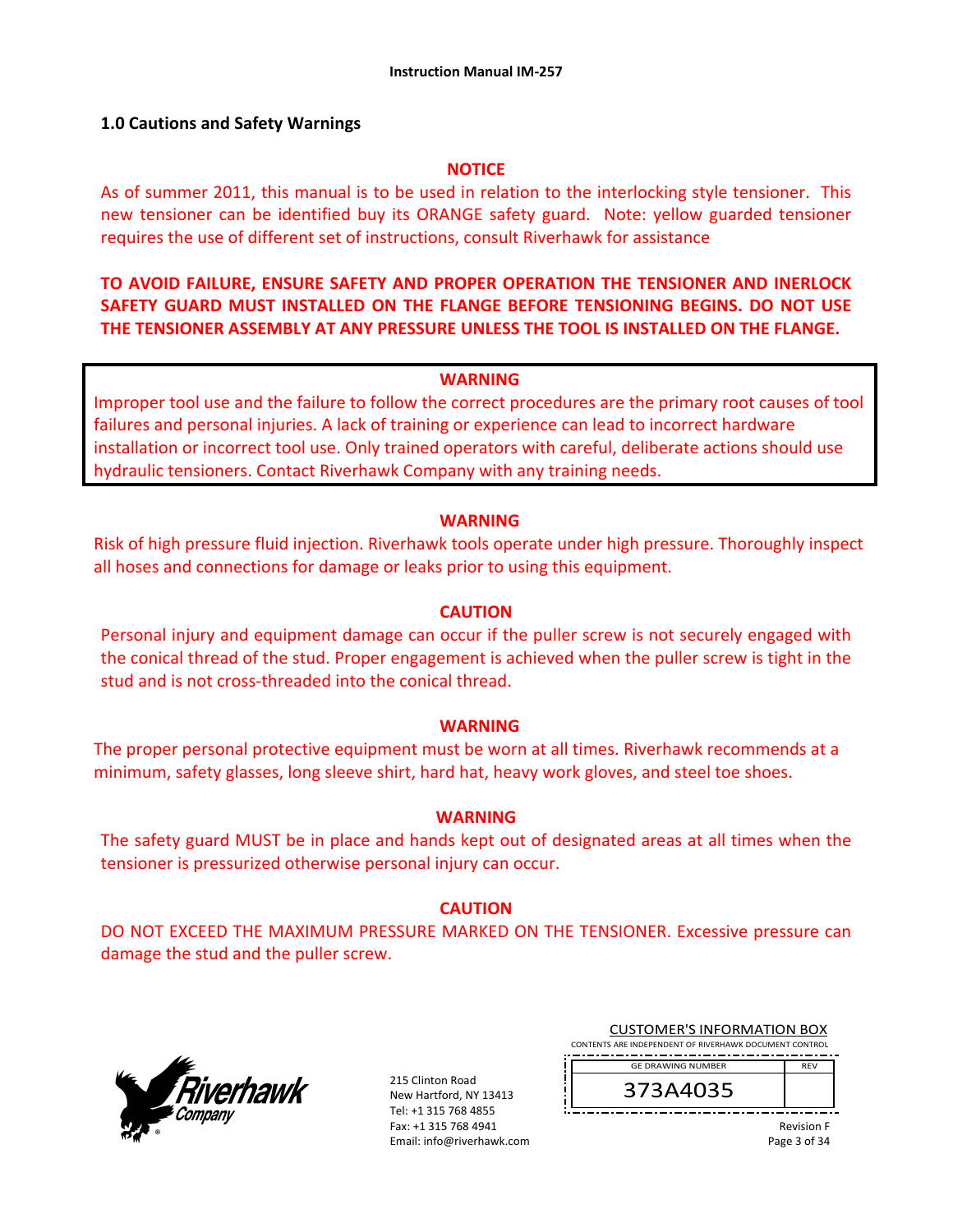## 1.0 Cautions and Safety Warnings

**NOTICE**

As of summer 2011, this manual is to be used in relation to the interlocking style tensioner. This new tensioner can be identified buy its ORANGE safety guard. Note: yellow guarded tensioner requires the use of different set of instructions, consult Riverhawk for assistance

**TO AVOID FAILURE, ENSURE SAFETY AND PROPER OPERATION THE TENSIONER AND INERLOCK SAFETY GUARD MUST INSTALLED ON THE FLANGE BEFORE TENSIONING BEGINS. DO NOT USE THE TENSIONER ASSEMBLY AT ANY PRESSURE UNLESS THE TOOL IS INSTALLED ON THE FLANGE.**

**WARNING**

Improper tool use and the failure to follow the correct procedures are the primary root causes of tool failures and personal injuries. A lack of training or experience can lead to incorrect hardware installation or incorrect tool use. Only trained operators with careful, deliberate actions should use hydraulic tensioners. Contact Riverhawk Company with any training needs.

**WARNING**

Risk of high pressure fluid injection. Riverhawk tools operate under high pressure. Thoroughly inspect all hoses and connections for damage or leaks prior to using this equipment.

**CAUTION**

Personal injury and equipment damage can occur if the puller screw is not securely engaged with the conical thread of the stud. Proper engagement is achieved when the puller screw is tight in the stud and is not cross-threaded into the conical thread.

**WARNING**

The proper personal protective equipment must be worn at all times. Riverhawk recommends at a minimum, safety glasses, long sleeve shirt, hard hat, heavy work gloves, and steel toe shoes.

**WARNING**

The safety guard MUST be in place and hands kept out of designated areas at all times when the tensioner is pressurized otherwise personal injury can occur.

**CAUTION**

DO NOT EXCEED THE MAXIMUM PRESSURE MARKED ON THE TENSIONER. Excessive pressure can damage the stud and the puller screw.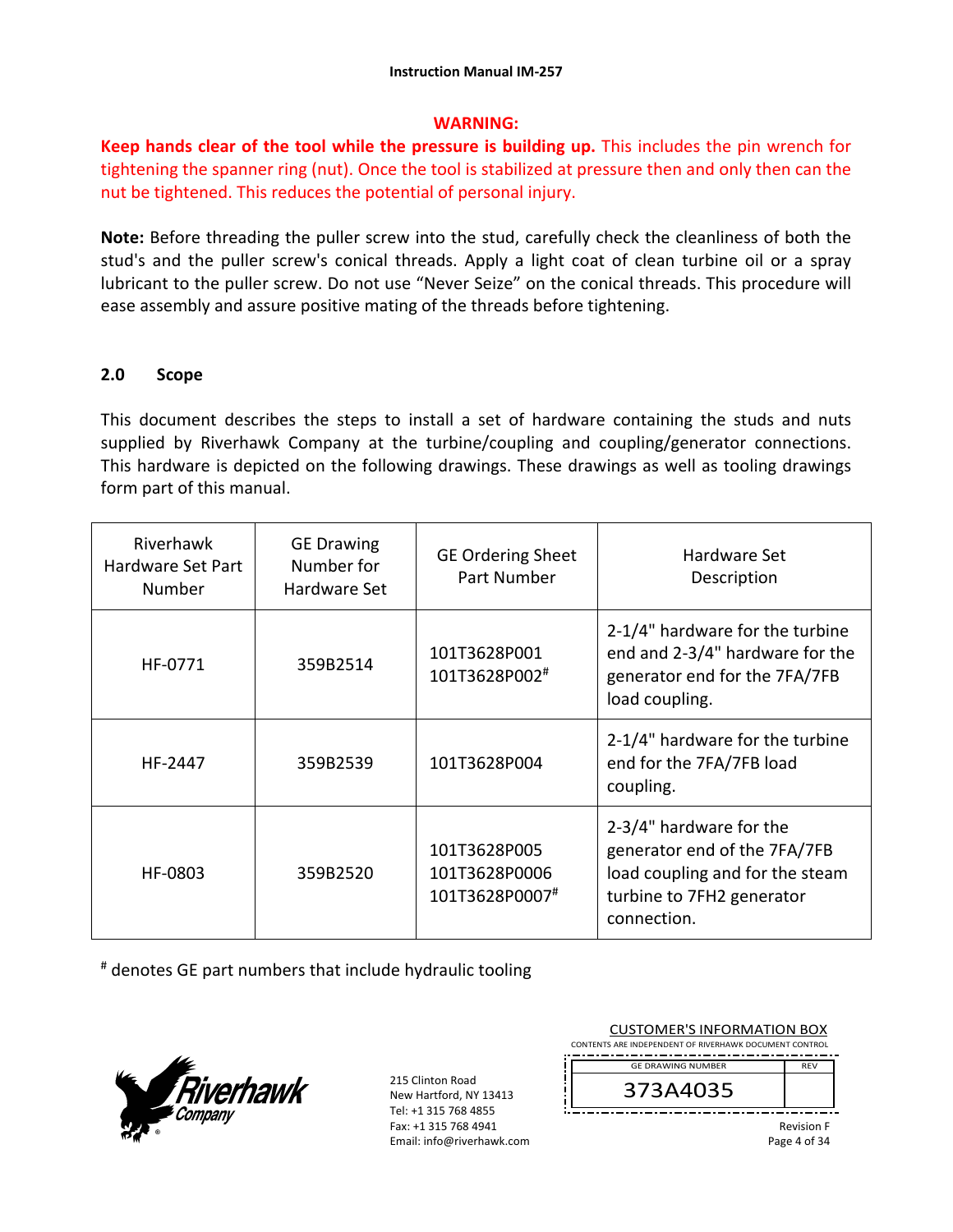**WARNING:**

**Keep hands clear of the tool while the pressure is building up.** This includes the pin wrench for tightening the spanner ring (nut). Once the tool is stabilized at pressure then and only then can the nut be tightened. This reduces the potential of personal injury.

**Note:** Before threading the puller screw into the stud, carefully check the cleanliness of both the stud's and the puller screw's conical threads. Apply a light coat of clean turbine oil or a spray lubricant to the puller screw. Do not use "Never Seize" on the conical threads. This procedure will ease assembly and assure positive mating of the threads before tightening.

## 2.0 Scope

This document describes the steps to install a set of hardware containing the studs and nuts supplied by Riverhawk Company at the turbine/coupling and coupling/generator connections. This hardware is depicted on the following drawings. These drawings as well as tooling drawings form part of this manual.

| Riverhawk Hardware Set Part Number | GE Drawing Number for Hardware Set | GE Ordering Sheet Part Number | Hardware Set Description |
|---|---|---|---|
| HF-0771 | 359B2514 | 101T3628P001<br>101T3628P002# | 2-1/4" hardware for the turbine end and 2-3/4" hardware for the generator end for the 7FA/7FB load coupling. |
| HF-2447 | 359B2539 | 101T3628P004 | 2-1/4" hardware for the turbine end for the 7FA/7FB load coupling. |
| HF-0803 | 359B2520 | 101T3628P005<br>101T3628P0006<br>101T3628P0007# | 2-3/4" hardware for the generator end of the 7FA/7FB load coupling and for the steam turbine to 7FH2 generator connection. |

# denotes GE part numbers that include hydraulic tooling

215 Clinton Road
New Hartford, NY 13413
Tel: +1 315 768 4855
Fax: +1 315 768 4941
Email: info@riverhawk.com

CUSTOMER'S INFORMATION BOX
CONTENTS ARE INDEPENDENT OF RIVERHAWK DOCUMENT CONTROL

| GE DRAWING NUMBER | REV |
|---|---|
| 373A4035 | |

Revision F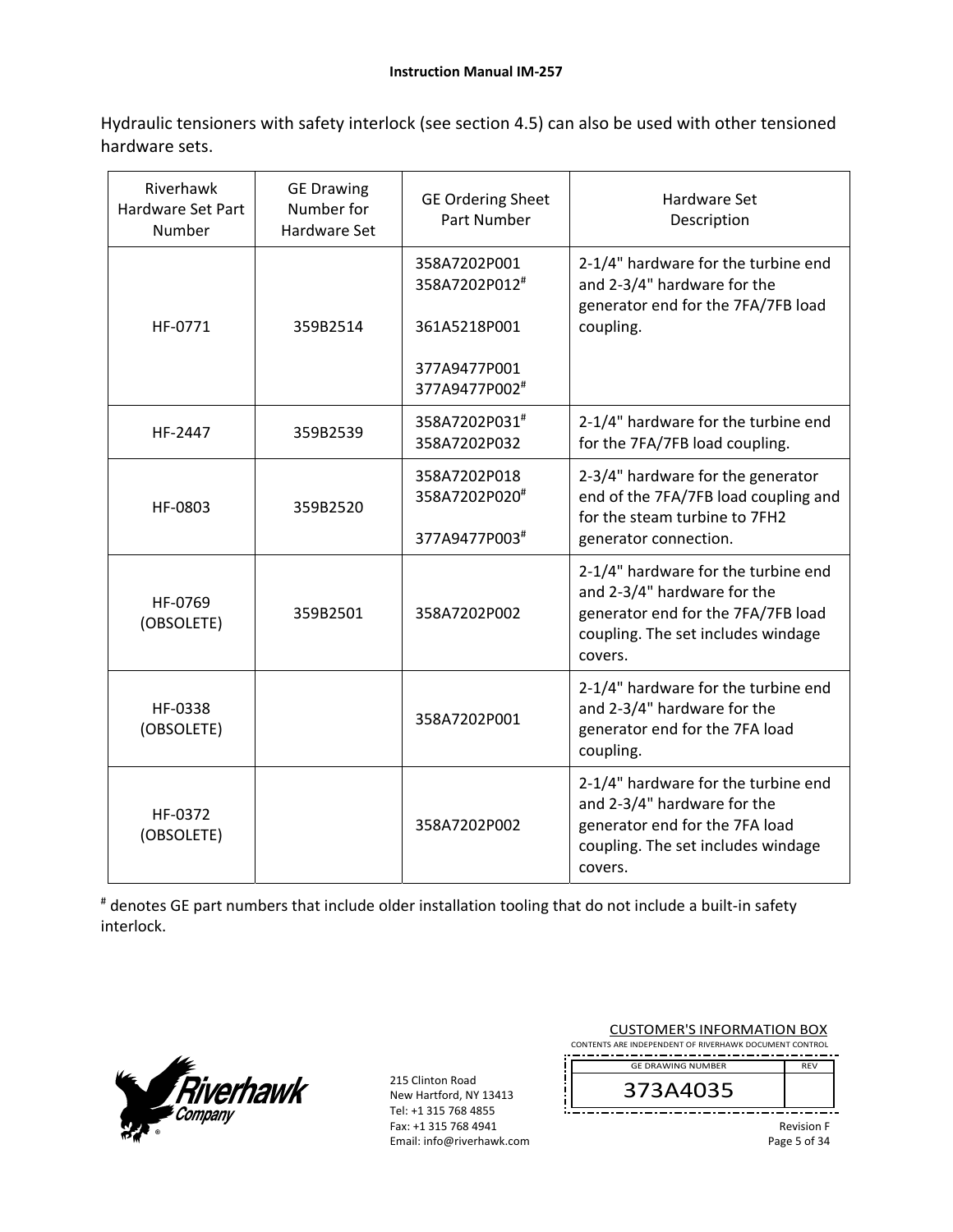Hydraulic tensioners with safety interlock (see section 4.5) can also be used with other tensioned hardware sets.

| Riverhawk Hardware Set Part Number | GE Drawing Number for Hardware Set | GE Ordering Sheet Part Number | Hardware Set Description |
|---|---|---|---|
| HF-0771 | 359B2514 | 358A7202P001<br>358A7202P012[#]<br><br>361A5218P001<br><br>377A9477P001<br>377A9477P002[#] | 2-1/4" hardware for the turbine end and 2-3/4" hardware for the generator end for the 7FA/7FB load coupling. |
| HF-2447 | 359B2539 | 358A7202P031[#]<br>358A7202P032 | 2-1/4" hardware for the turbine end for the 7FA/7FB load coupling. |
| HF-0803 | 359B2520 | 358A7202P018<br>358A7202P020[#]<br><br>377A9477P003[#] | 2-3/4" hardware for the generator end of the 7FA/7FB load coupling and for the steam turbine to 7FH2 generator connection. |
| HF-0769 (OBSOLETE) | 359B2501 | 358A7202P002 | 2-1/4" hardware for the turbine end and 2-3/4" hardware for the generator end for the 7FA/7FB load coupling. The set includes windage covers. |
| HF-0338 (OBSOLETE) | | 358A7202P001 | 2-1/4" hardware for the turbine end and 2-3/4" hardware for the generator end for the 7FA load coupling. |
| HF-0372 (OBSOLETE) | | 358A7202P002 | 2-1/4" hardware for the turbine end and 2-3/4" hardware for the generator end for the 7FA load coupling. The set includes windage covers. |

[#] denotes GE part numbers that include older installation tooling that do not include a built-in safety interlock.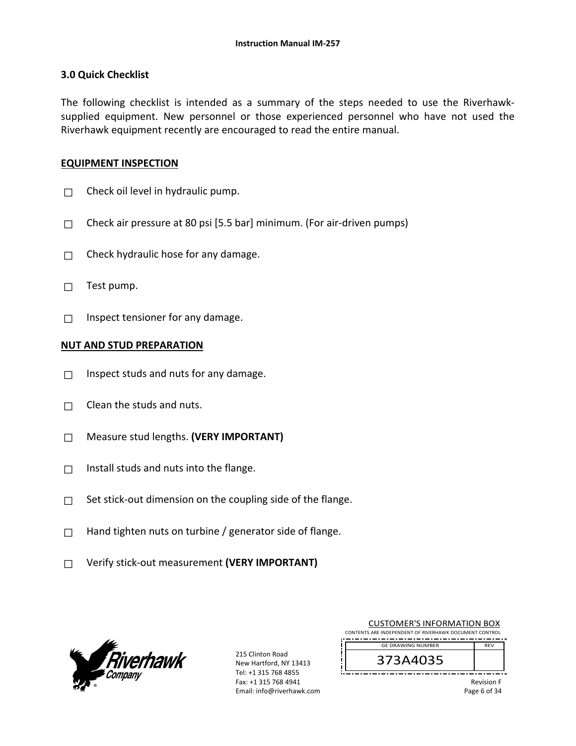## 3.0 Quick Checklist

The following checklist is intended as a summary of the steps needed to use the Riverhawk-supplied equipment. New personnel or those experienced personnel who have not used the Riverhawk equipment recently are encouraged to read the entire manual.

**EQUIPMENT INSPECTION**

- ☐ Check oil level in hydraulic pump.
- ☐ Check air pressure at 80 psi [5.5 bar] minimum. (For air-driven pumps)
- ☐ Check hydraulic hose for any damage.
- ☐ Test pump.
- ☐ Inspect tensioner for any damage.

**NUT AND STUD PREPARATION**

- ☐ Inspect studs and nuts for any damage.
- ☐ Clean the studs and nuts.
- ☐ Measure stud lengths. **(VERY IMPORTANT)**
- ☐ Install studs and nuts into the flange.
- ☐ Set stick-out dimension on the coupling side of the flange.
- ☐ Hand tighten nuts on turbine / generator side of flange.
- ☐ Verify stick-out measurement **(VERY IMPORTANT)**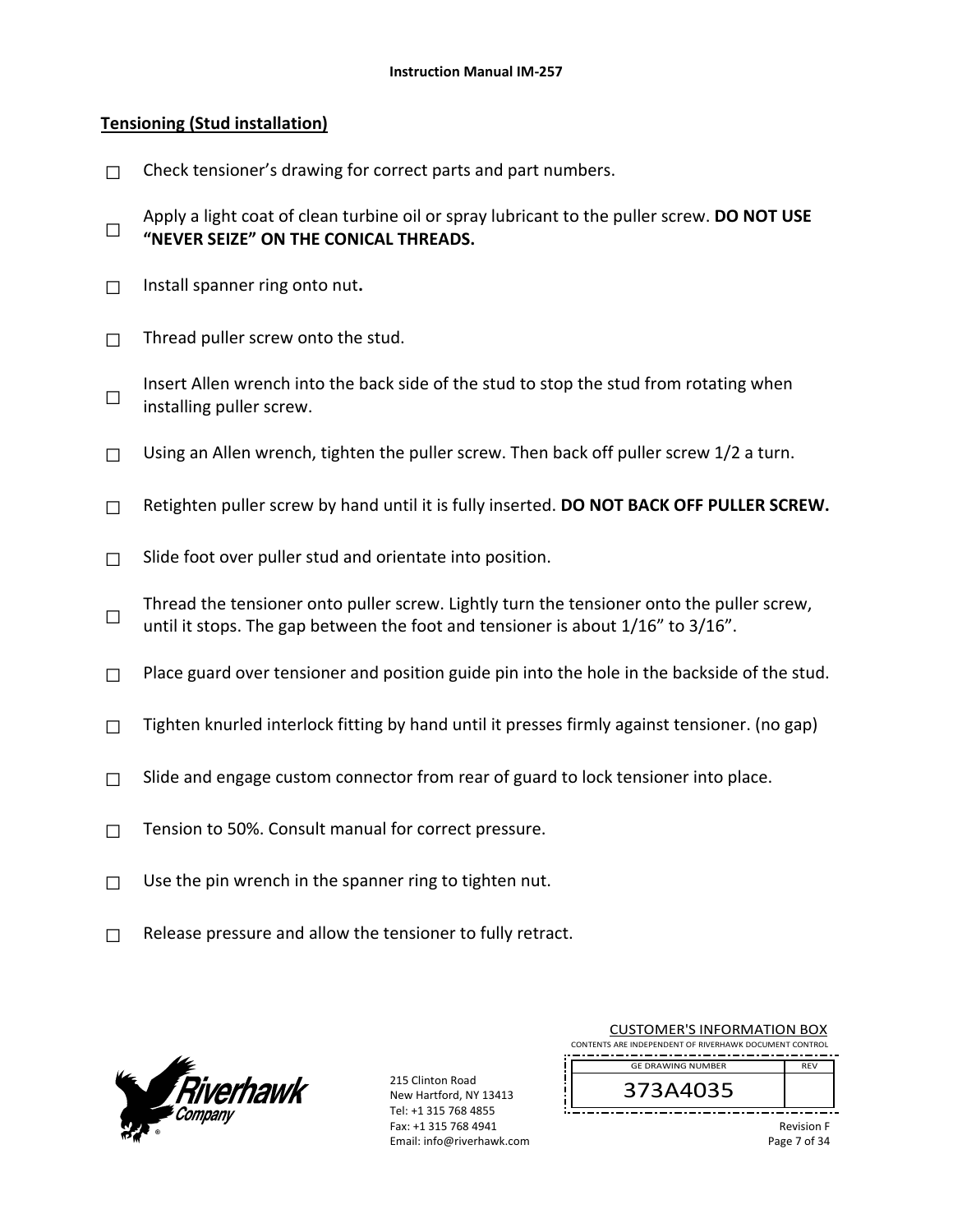## Tensioning (Stud installation)

- ☐ Check tensioner's drawing for correct parts and part numbers.
- ☐ Apply a light coat of clean turbine oil or spray lubricant to the puller screw. **DO NOT USE "NEVER SEIZE" ON THE CONICAL THREADS.**
- ☐ Install spanner ring onto nut**.**
- ☐ Thread puller screw onto the stud.
- ☐ Insert Allen wrench into the back side of the stud to stop the stud from rotating when installing puller screw.
- ☐ Using an Allen wrench, tighten the puller screw. Then back off puller screw 1/2 a turn.
- ☐ Retighten puller screw by hand until it is fully inserted. **DO NOT BACK OFF PULLER SCREW.**
- ☐ Slide foot over puller stud and orientate into position.
- ☐ Thread the tensioner onto puller screw. Lightly turn the tensioner onto the puller screw, until it stops. The gap between the foot and tensioner is about 1/16" to 3/16".
- ☐ Place guard over tensioner and position guide pin into the hole in the backside of the stud.
- ☐ Tighten knurled interlock fitting by hand until it presses firmly against tensioner. (no gap)
- ☐ Slide and engage custom connector from rear of guard to lock tensioner into place.
- ☐ Tension to 50%. Consult manual for correct pressure.
- ☐ Use the pin wrench in the spanner ring to tighten nut.
- ☐ Release pressure and allow the tensioner to fully retract.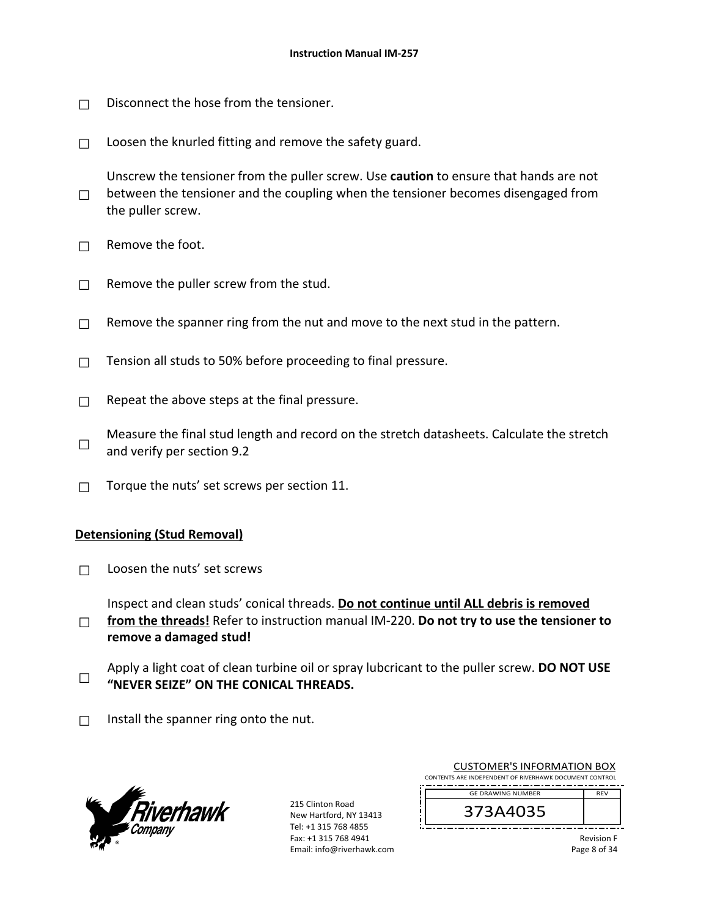☐ Disconnect the hose from the tensioner.

☐ Loosen the knurled fitting and remove the safety guard.

☐ Unscrew the tensioner from the puller screw. Use **caution** to ensure that hands are not between the tensioner and the coupling when the tensioner becomes disengaged from the puller screw.

☐ Remove the foot.

☐ Remove the puller screw from the stud.

☐ Remove the spanner ring from the nut and move to the next stud in the pattern.

☐ Tension all studs to 50% before proceeding to final pressure.

☐ Repeat the above steps at the final pressure.

☐ Measure the final stud length and record on the stretch datasheets. Calculate the stretch and verify per section 9.2

☐ Torque the nuts' set screws per section 11.

## Detensioning (Stud Removal)

☐ Loosen the nuts' set screws

☐ Inspect and clean studs' conical threads. **Do not continue until ALL debris is removed from the threads!** Refer to instruction manual IM-220. **Do not try to use the tensioner to remove a damaged stud!**

☐ Apply a light coat of clean turbine oil or spray lubcricant to the puller screw. **DO NOT USE "NEVER SEIZE" ON THE CONICAL THREADS.**

☐ Install the spanner ring onto the nut.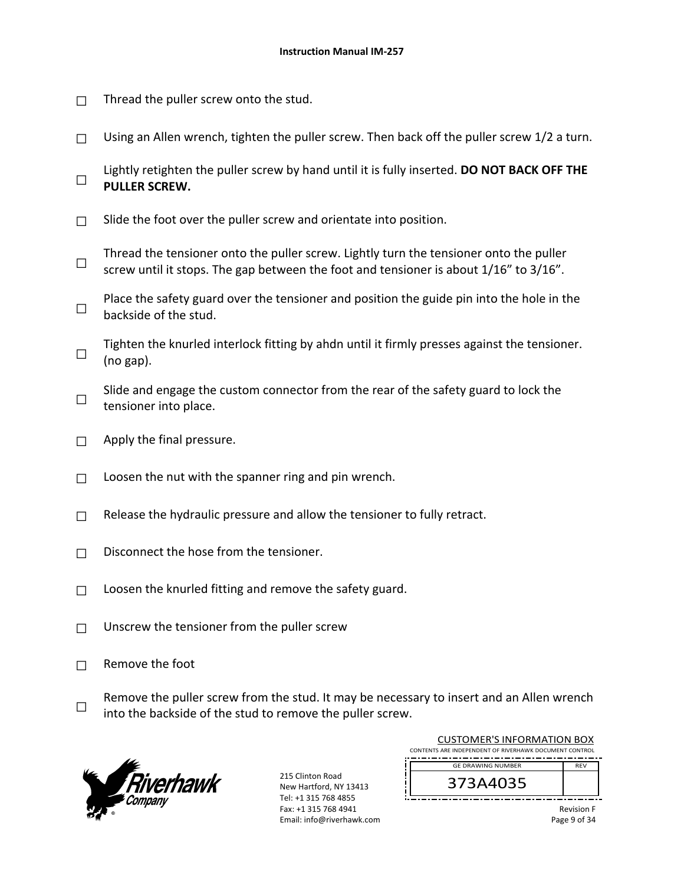☐ Thread the puller screw onto the stud.

☐ Using an Allen wrench, tighten the puller screw. Then back off the puller screw 1/2 a turn.

☐ Lightly retighten the puller screw by hand until it is fully inserted. **DO NOT BACK OFF THE PULLER SCREW.**

☐ Slide the foot over the puller screw and orientate into position.

☐ Thread the tensioner onto the puller screw. Lightly turn the tensioner onto the puller screw until it stops. The gap between the foot and tensioner is about 1/16" to 3/16".

☐ Place the safety guard over the tensioner and position the guide pin into the hole in the backside of the stud.

☐ Tighten the knurled interlock fitting by ahdn until it firmly presses against the tensioner. (no gap).

☐ Slide and engage the custom connector from the rear of the safety guard to lock the tensioner into place.

☐ Apply the final pressure.

☐ Loosen the nut with the spanner ring and pin wrench.

☐ Release the hydraulic pressure and allow the tensioner to fully retract.

☐ Disconnect the hose from the tensioner.

☐ Loosen the knurled fitting and remove the safety guard.

☐ Unscrew the tensioner from the puller screw

☐ Remove the foot

☐ Remove the puller screw from the stud. It may be necessary to insert and an Allen wrench into the backside of the stud to remove the puller screw.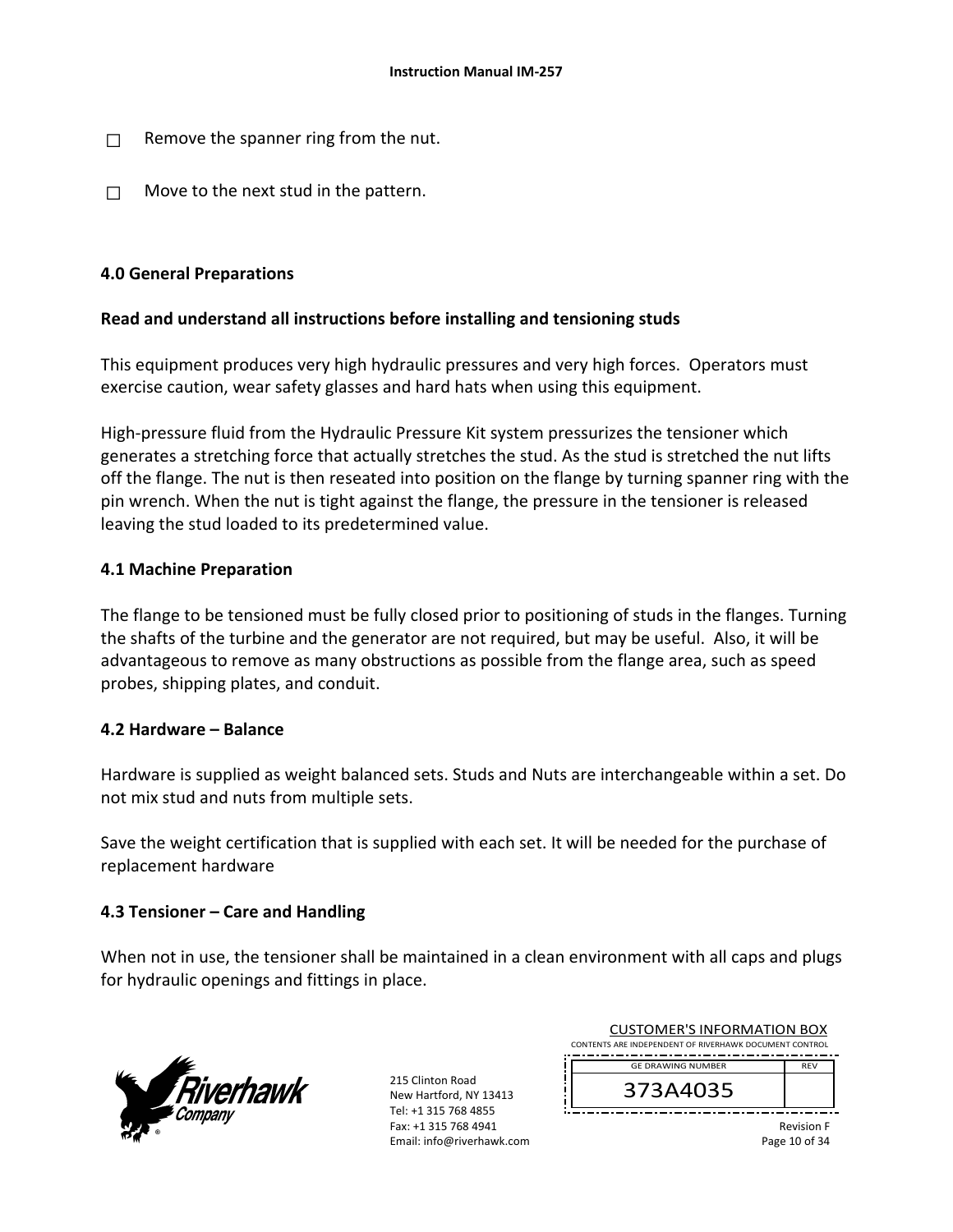☐ Remove the spanner ring from the nut.

☐ Move to the next stud in the pattern.

## 4.0 General Preparations

**Read and understand all instructions before installing and tensioning studs**

This equipment produces very high hydraulic pressures and very high forces. Operators must exercise caution, wear safety glasses and hard hats when using this equipment.

High-pressure fluid from the Hydraulic Pressure Kit system pressurizes the tensioner which generates a stretching force that actually stretches the stud. As the stud is stretched the nut lifts off the flange. The nut is then reseated into position on the flange by turning spanner ring with the pin wrench. When the nut is tight against the flange, the pressure in the tensioner is released leaving the stud loaded to its predetermined value.

### 4.1 Machine Preparation

The flange to be tensioned must be fully closed prior to positioning of studs in the flanges. Turning the shafts of the turbine and the generator are not required, but may be useful. Also, it will be advantageous to remove as many obstructions as possible from the flange area, such as speed probes, shipping plates, and conduit.

### 4.2 Hardware – Balance

Hardware is supplied as weight balanced sets. Studs and Nuts are interchangeable within a set. Do not mix stud and nuts from multiple sets.

Save the weight certification that is supplied with each set. It will be needed for the purchase of replacement hardware

### 4.3 Tensioner – Care and Handling

When not in use, the tensioner shall be maintained in a clean environment with all caps and plugs for hydraulic openings and fittings in place.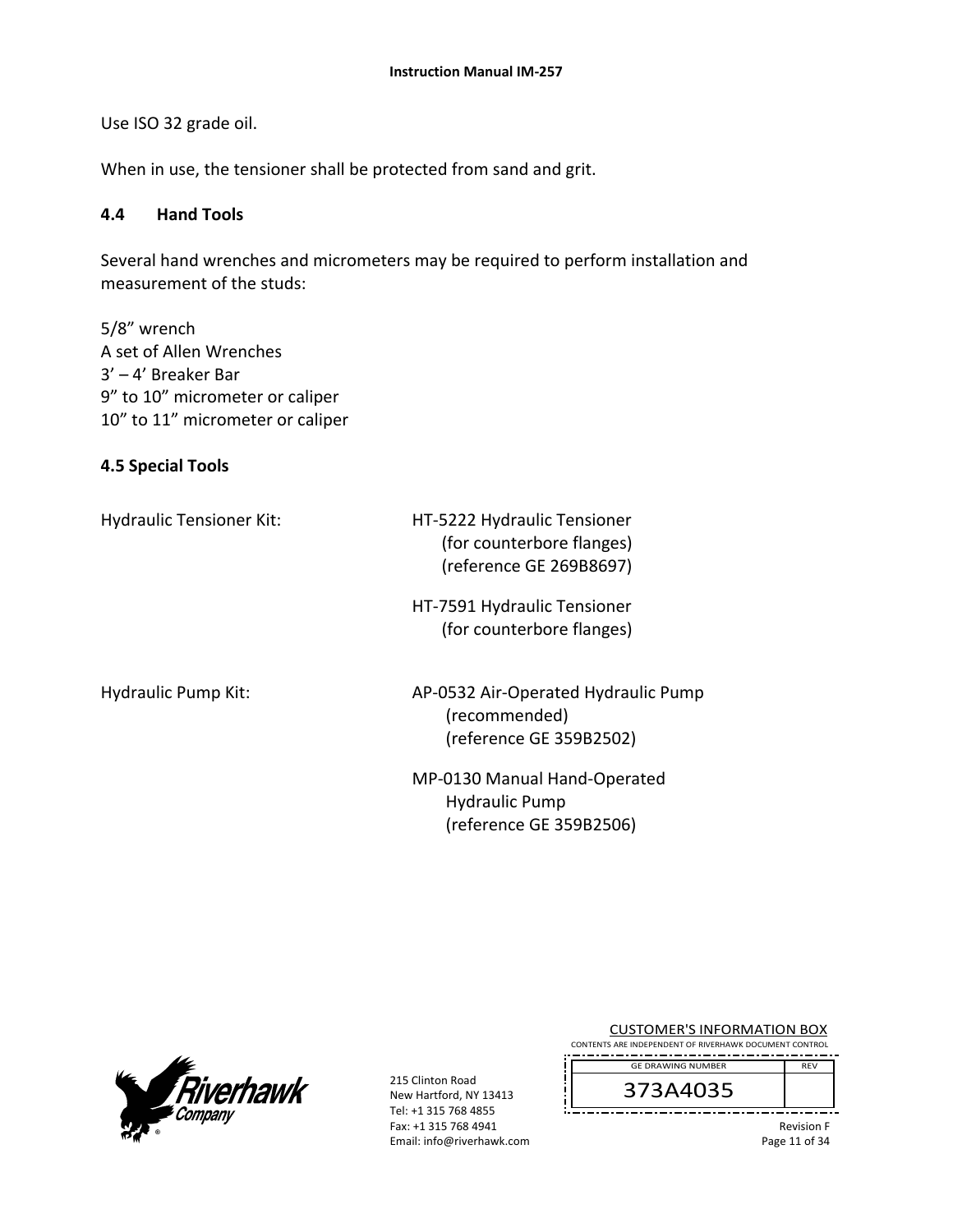Use ISO 32 grade oil.

When in use, the tensioner shall be protected from sand and grit.

### 4.4 Hand Tools

Several hand wrenches and micrometers may be required to perform installation and measurement of the studs:

5/8” wrench
A set of Allen Wrenches
3’ – 4’ Breaker Bar
9” to 10” micrometer or caliper
10” to 11” micrometer or caliper

### 4.5 Special Tools

Hydraulic Tensioner Kit:

HT-5222 Hydraulic Tensioner
(for counterbore flanges)
(reference GE 269B8697)

HT-7591 Hydraulic Tensioner
(for counterbore flanges)

Hydraulic Pump Kit:

AP-0532 Air-Operated Hydraulic Pump
(recommended)
(reference GE 359B2502)

MP-0130 Manual Hand-Operated
Hydraulic Pump
(reference GE 359B2506)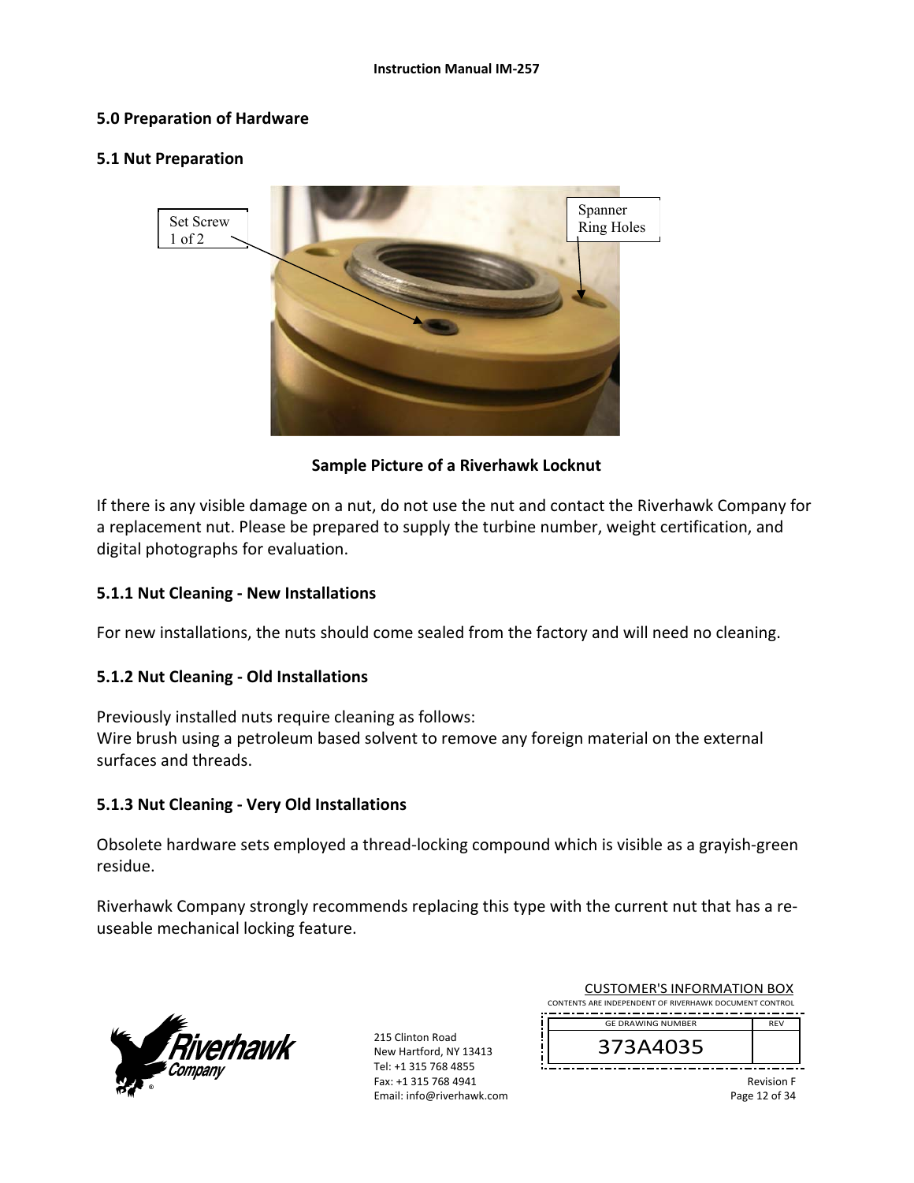## 5.0 Preparation of Hardware

### 5.1 Nut Preparation

Set Screw 1 of 2

Spanner Ring Holes

**Sample Picture of a Riverhawk Locknut**

If there is any visible damage on a nut, do not use the nut and contact the Riverhawk Company for a replacement nut. Please be prepared to supply the turbine number, weight certification, and digital photographs for evaluation.

#### 5.1.1 Nut Cleaning - New Installations

For new installations, the nuts should come sealed from the factory and will need no cleaning.

#### 5.1.2 Nut Cleaning - Old Installations

Previously installed nuts require cleaning as follows:
Wire brush using a petroleum based solvent to remove any foreign material on the external surfaces and threads.

#### 5.1.3 Nut Cleaning - Very Old Installations

Obsolete hardware sets employed a thread-locking compound which is visible as a grayish-green residue.

Riverhawk Company strongly recommends replacing this type with the current nut that has a re-useable mechanical locking feature.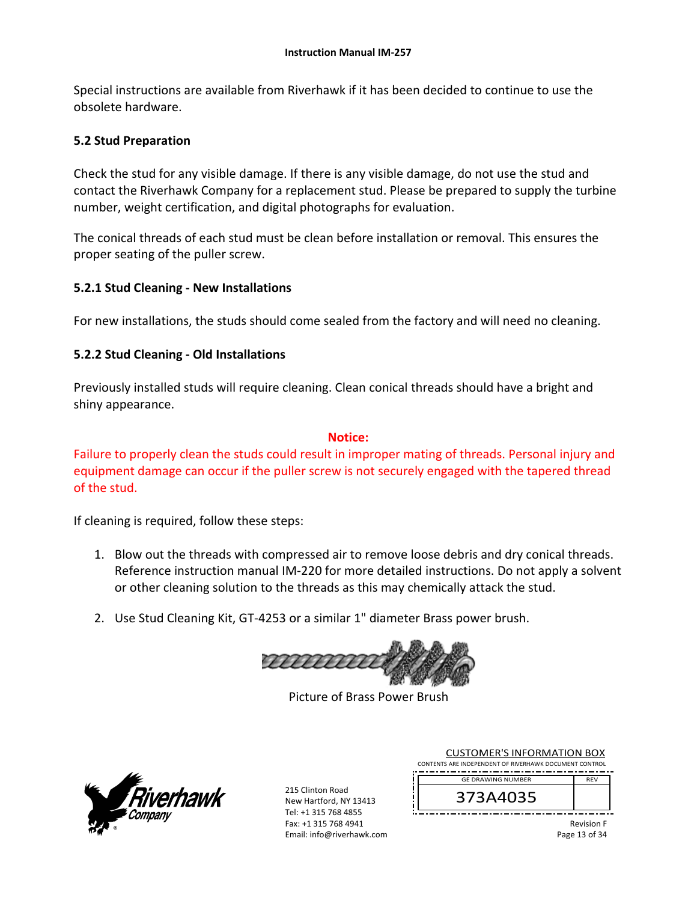Special instructions are available from Riverhawk if it has been decided to continue to use the obsolete hardware.

### 5.2 Stud Preparation

Check the stud for any visible damage. If there is any visible damage, do not use the stud and contact the Riverhawk Company for a replacement stud. Please be prepared to supply the turbine number, weight certification, and digital photographs for evaluation.

The conical threads of each stud must be clean before installation or removal. This ensures the proper seating of the puller screw.

### 5.2.1 Stud Cleaning - New Installations

For new installations, the studs should come sealed from the factory and will need no cleaning.

### 5.2.2 Stud Cleaning - Old Installations

Previously installed studs will require cleaning. Clean conical threads should have a bright and shiny appearance.

**Notice:**

Failure to properly clean the studs could result in improper mating of threads. Personal injury and equipment damage can occur if the puller screw is not securely engaged with the tapered thread of the stud.

If cleaning is required, follow these steps:

1. Blow out the threads with compressed air to remove loose debris and dry conical threads. Reference instruction manual IM-220 for more detailed instructions. Do not apply a solvent or other cleaning solution to the threads as this may chemically attack the stud.
2. Use Stud Cleaning Kit, GT-4253 or a similar 1" diameter Brass power brush.

Picture of Brass Power Brush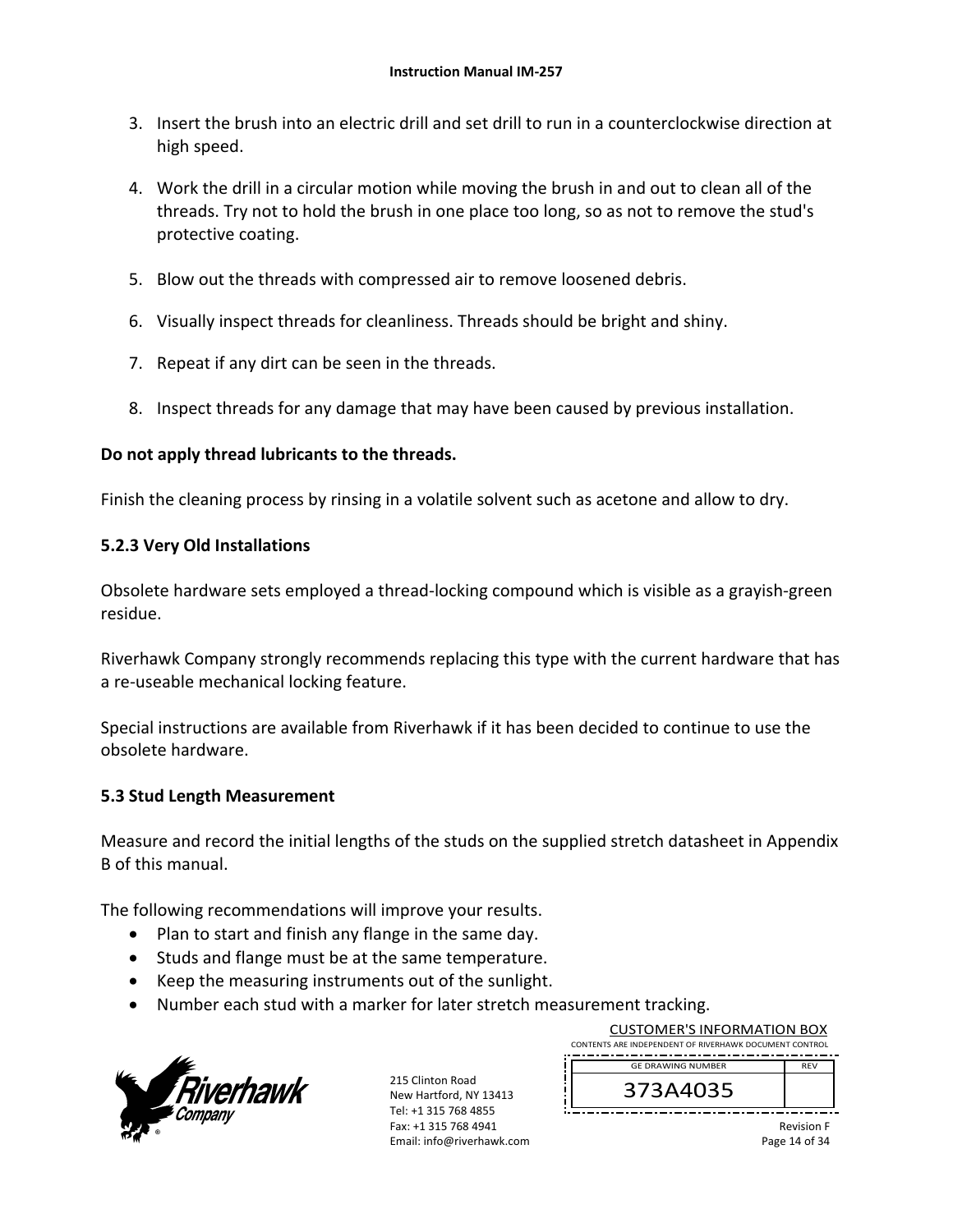3. Insert the brush into an electric drill and set drill to run in a counterclockwise direction at high speed.

4. Work the drill in a circular motion while moving the brush in and out to clean all of the threads. Try not to hold the brush in one place too long, so as not to remove the stud's protective coating.

5. Blow out the threads with compressed air to remove loosened debris.

6. Visually inspect threads for cleanliness. Threads should be bright and shiny.

7. Repeat if any dirt can be seen in the threads.

8. Inspect threads for any damage that may have been caused by previous installation.

**Do not apply thread lubricants to the threads.**

Finish the cleaning process by rinsing in a volatile solvent such as acetone and allow to dry.

### 5.2.3 Very Old Installations

Obsolete hardware sets employed a thread-locking compound which is visible as a grayish-green residue.

Riverhawk Company strongly recommends replacing this type with the current hardware that has a re-useable mechanical locking feature.

Special instructions are available from Riverhawk if it has been decided to continue to use the obsolete hardware.

### 5.3 Stud Length Measurement

Measure and record the initial lengths of the studs on the supplied stretch datasheet in Appendix B of this manual.

The following recommendations will improve your results.

- Plan to start and finish any flange in the same day.
- Studs and flange must be at the same temperature.
- Keep the measuring instruments out of the sunlight.
- Number each stud with a marker for later stretch measurement tracking.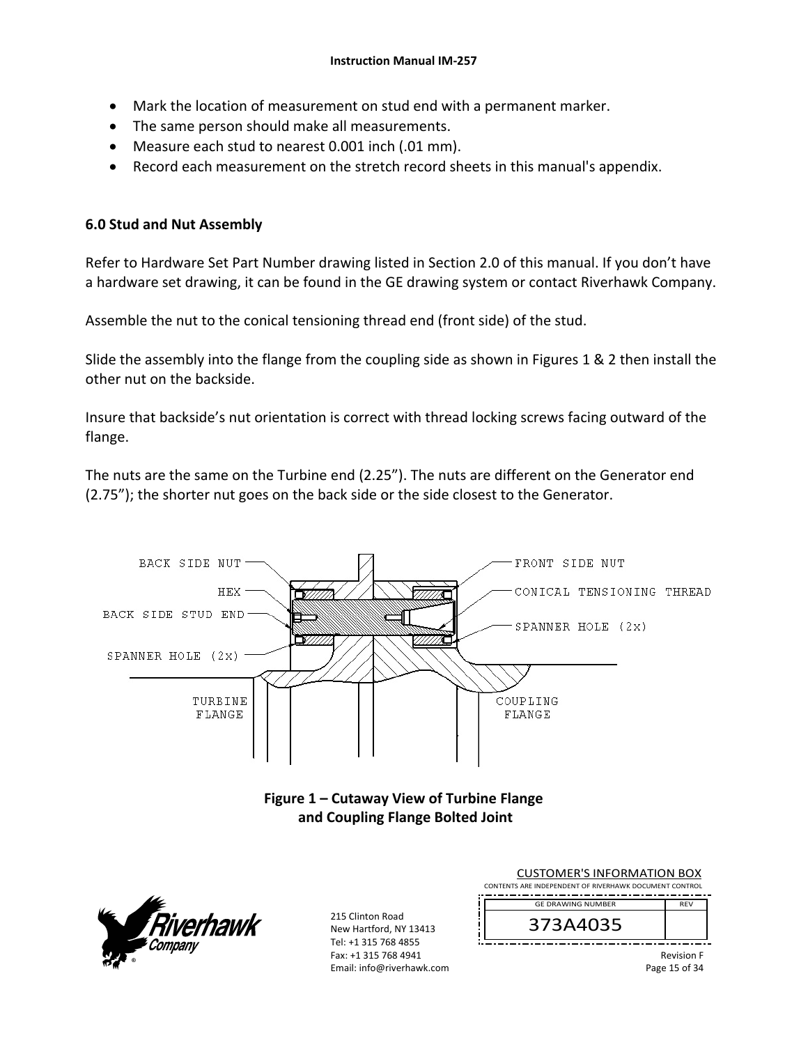- Mark the location of measurement on stud end with a permanent marker.
- The same person should make all measurements.
- Measure each stud to nearest 0.001 inch (.01 mm).
- Record each measurement on the stretch record sheets in this manual's appendix.

## 6.0 Stud and Nut Assembly

Refer to Hardware Set Part Number drawing listed in Section 2.0 of this manual. If you don't have a hardware set drawing, it can be found in the GE drawing system or contact Riverhawk Company.

Assemble the nut to the conical tensioning thread end (front side) of the stud.

Slide the assembly into the flange from the coupling side as shown in Figures 1 & 2 then install the other nut on the backside.

Insure that backside's nut orientation is correct with thread locking screws facing outward of the flange.

The nuts are the same on the Turbine end (2.25"). The nuts are different on the Generator end (2.75"); the shorter nut goes on the back side or the side closest to the Generator.

**Figure 1 – Cutaway View of Turbine Flange and Coupling Flange Bolted Joint**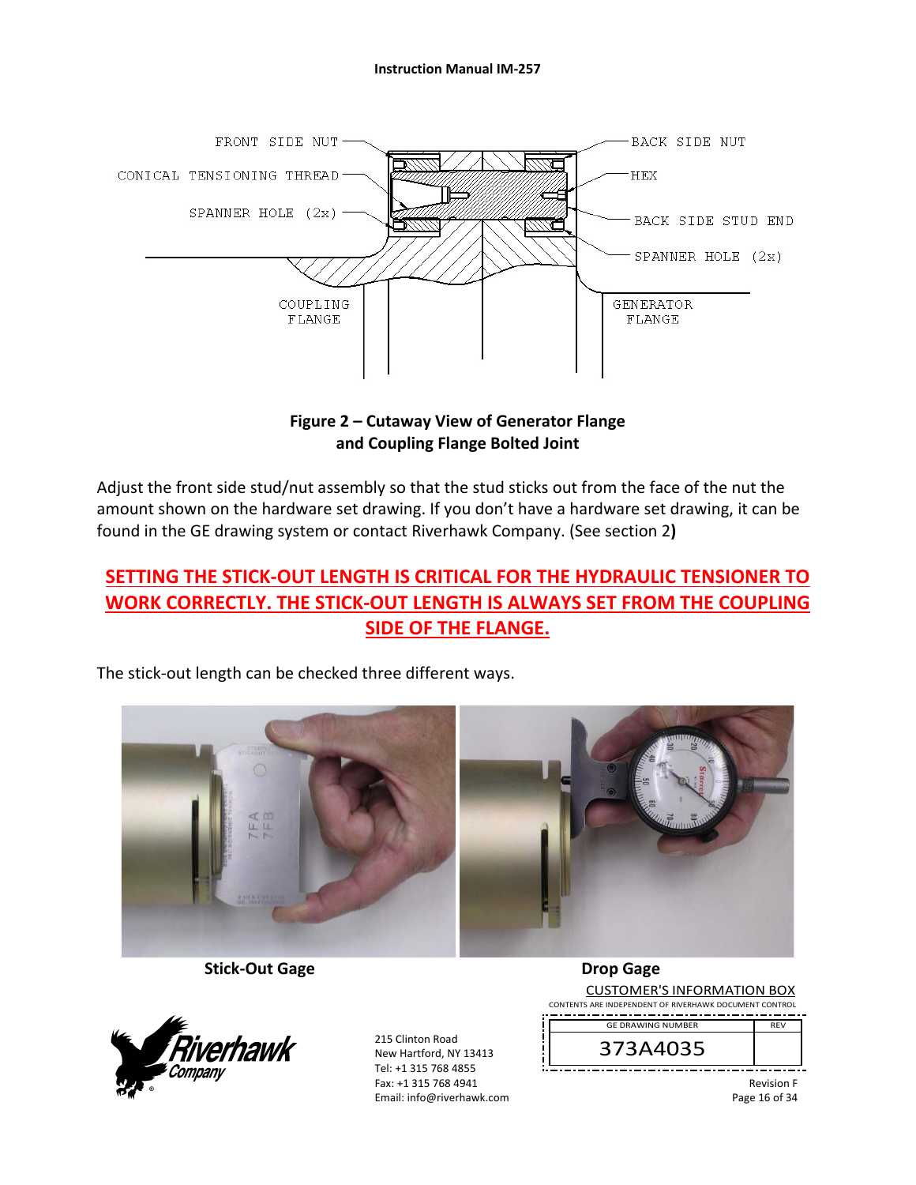Figure 2 – Cutaway View of Generator Flange and Coupling Flange Bolted Joint

Adjust the front side stud/nut assembly so that the stud sticks out from the face of the nut the amount shown on the hardware set drawing. If you don't have a hardware set drawing, it can be found in the GE drawing system or contact Riverhawk Company. (See section 2**)**

**SETTING THE STICK-OUT LENGTH IS CRITICAL FOR THE HYDRAULIC TENSIONER TO WORK CORRECTLY. THE STICK-OUT LENGTH IS ALWAYS SET FROM THE COUPLING SIDE OF THE FLANGE.**

The stick-out length can be checked three different ways.

**Stick-Out Gage** **Drop Gage**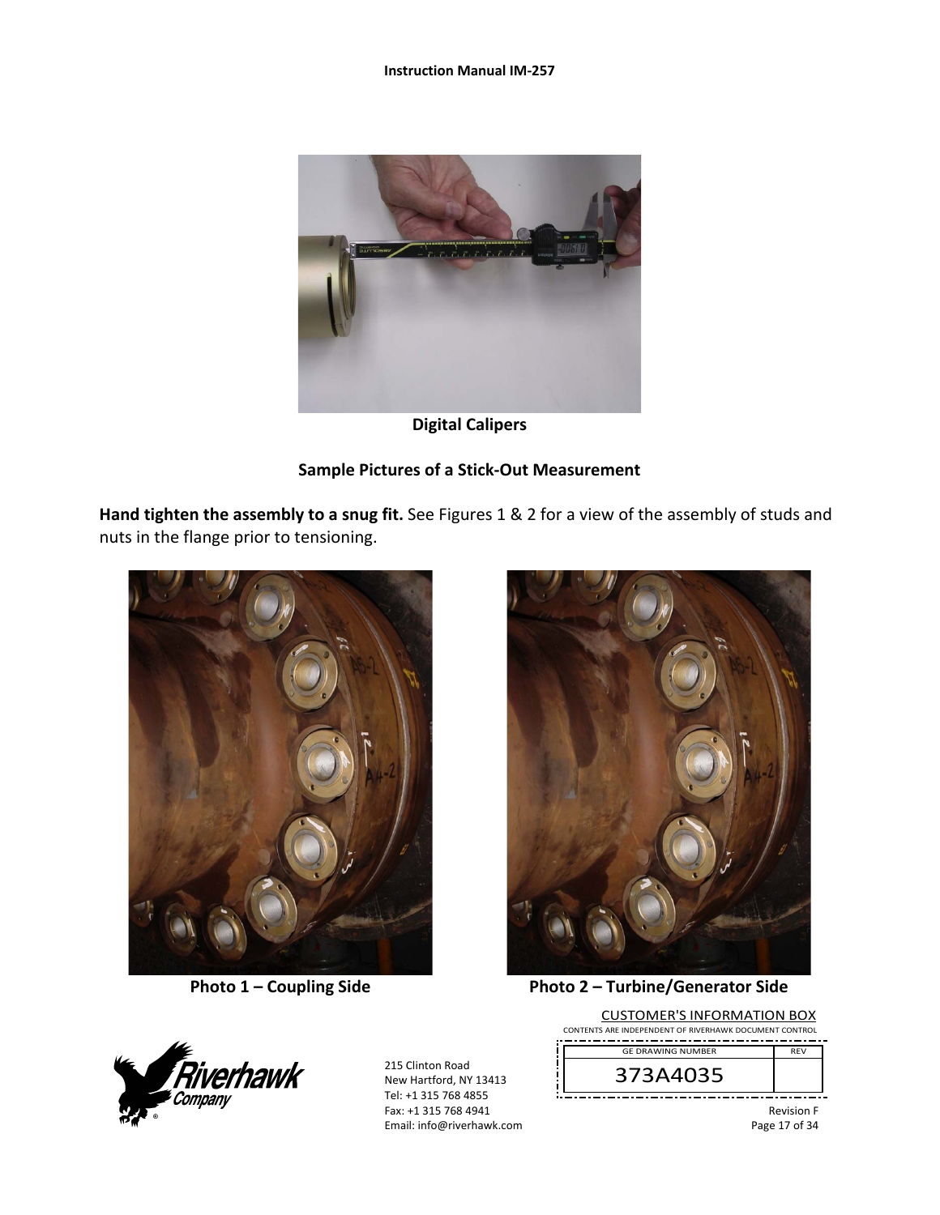Digital Calipers

**Sample Pictures of a Stick-Out Measurement**

**Hand tighten the assembly to a snug fit.** See Figures 1 & 2 for a view of the assembly of studs and nuts in the flange prior to tensioning.

**Photo 1 – Coupling Side**

**Photo 2 – Turbine/Generator Side**

CUSTOMER'S INFORMATION BOX
CONTENTS ARE INDEPENDENT OF RIVERHAWK DOCUMENT CONTROL

| GE DRAWING NUMBER | REV |
|---|---|
| 373A4035 | |

215 Clinton Road
New Hartford, NY 13413
Tel: +1 315 768 4855
Fax: +1 315 768 4941
Email: info@riverhawk.com

Revision F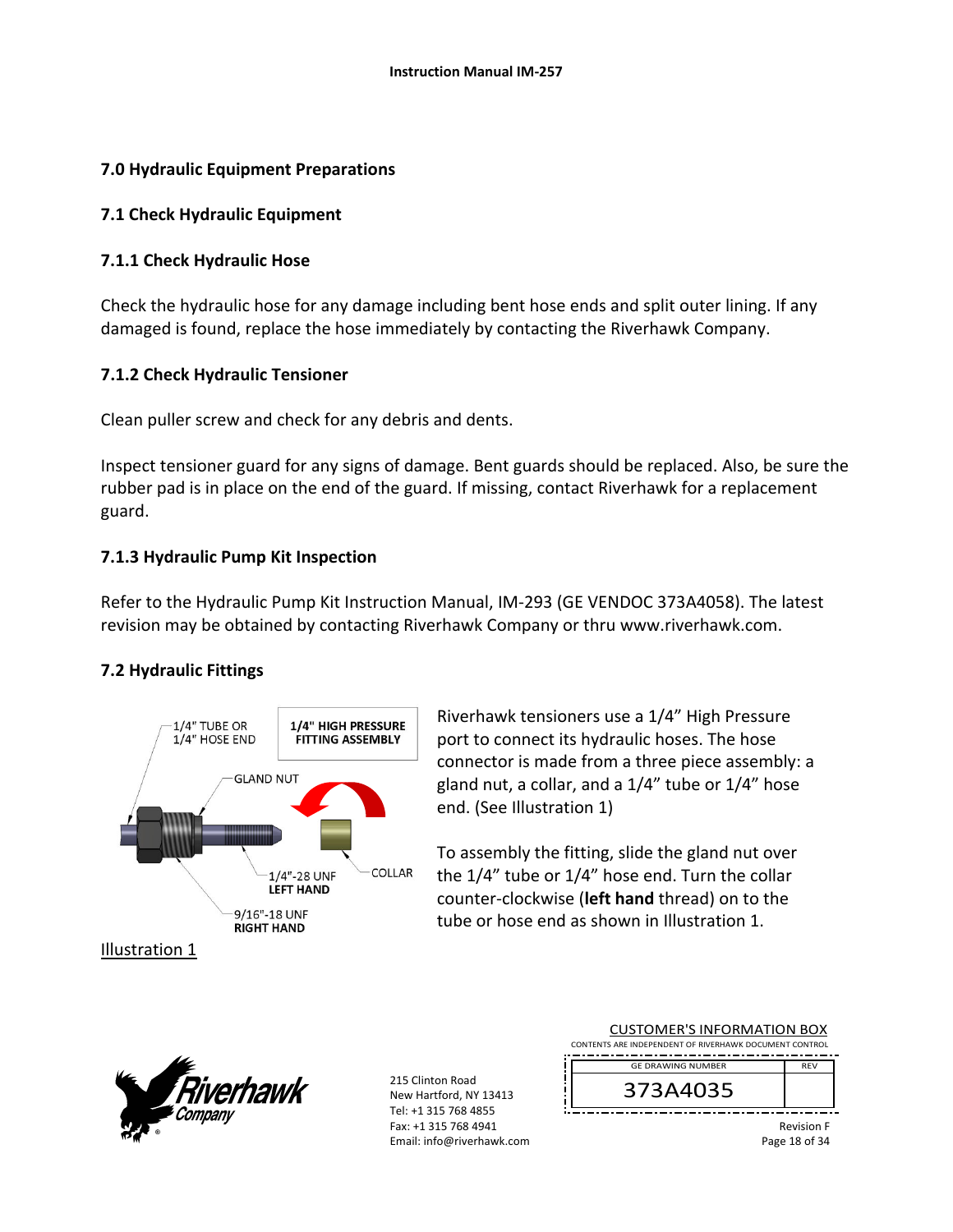## 7.0 Hydraulic Equipment Preparations

### 7.1 Check Hydraulic Equipment

#### 7.1.1 Check Hydraulic Hose

Check the hydraulic hose for any damage including bent hose ends and split outer lining. If any damaged is found, replace the hose immediately by contacting the Riverhawk Company.

#### 7.1.2 Check Hydraulic Tensioner

Clean puller screw and check for any debris and dents.

Inspect tensioner guard for any signs of damage. Bent guards should be replaced. Also, be sure the rubber pad is in place on the end of the guard. If missing, contact Riverhawk for a replacement guard.

#### 7.1.3 Hydraulic Pump Kit Inspection

Refer to the Hydraulic Pump Kit Instruction Manual, IM-293 (GE VENDOC 373A4058). The latest revision may be obtained by contacting Riverhawk Company or thru www.riverhawk.com.

### 7.2 Hydraulic Fittings

**1/4" HIGH PRESSURE FITTING ASSEMBLY**

1/4" TUBE OR 1/4" HOSE END

GLAND NUT

COLLAR

1/4"-28 UNF **LEFT HAND**

9/16"-18 UNF **RIGHT HAND**

Illustration 1

Riverhawk tensioners use a 1/4" High Pressure port to connect its hydraulic hoses. The hose connector is made from a three piece assembly: a gland nut, a collar, and a 1/4" tube or 1/4" hose end. (See Illustration 1)

To assembly the fitting, slide the gland nut over the 1/4" tube or 1/4" hose end. Turn the collar counter-clockwise (**left hand** thread) on to the tube or hose end as shown in Illustration 1.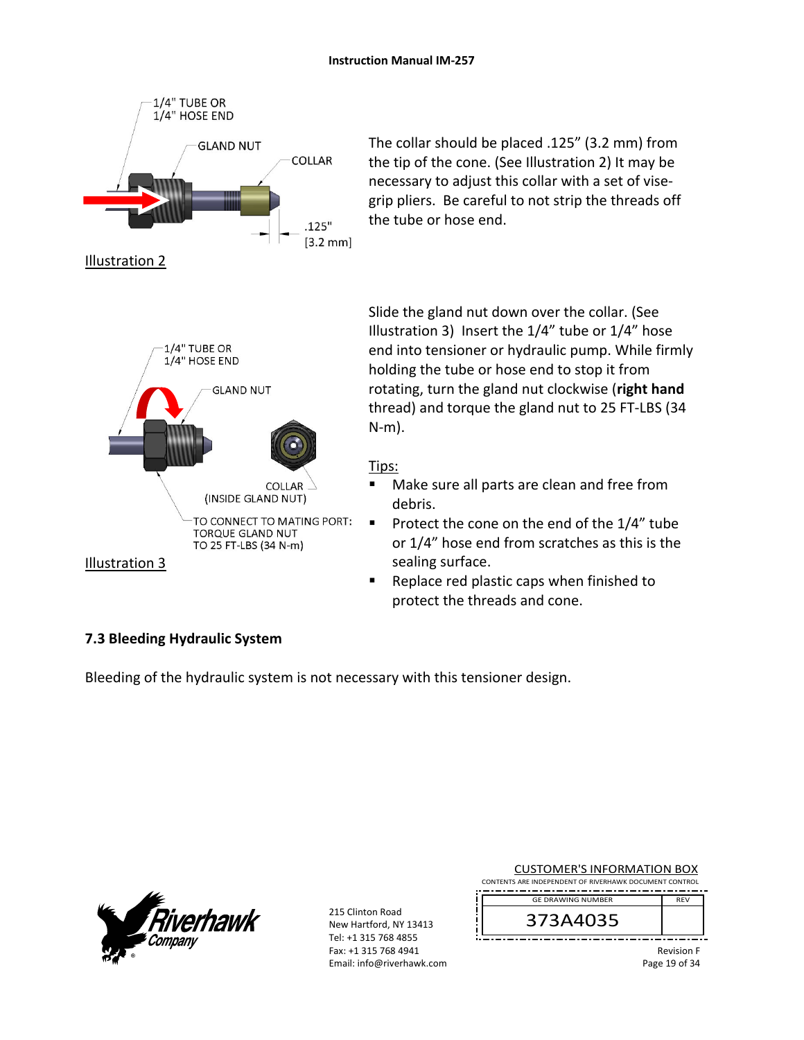Illustration 2

The collar should be placed .125" (3.2 mm) from the tip of the cone. (See Illustration 2) It may be necessary to adjust this collar with a set of vise-grip pliers. Be careful to not strip the threads off the tube or hose end.

Illustration 3

Slide the gland nut down over the collar. (See Illustration 3) Insert the 1/4" tube or 1/4" hose end into tensioner or hydraulic pump. While firmly holding the tube or hose end to stop it from rotating, turn the gland nut clockwise (**right hand** thread) and torque the gland nut to 25 FT-LBS (34 N-m).

Tips:

- Make sure all parts are clean and free from debris.
- Protect the cone on the end of the 1/4" tube or 1/4" hose end from scratches as this is the sealing surface.
- Replace red plastic caps when finished to protect the threads and cone.

### 7.3 Bleeding Hydraulic System

Bleeding of the hydraulic system is not necessary with this tensioner design.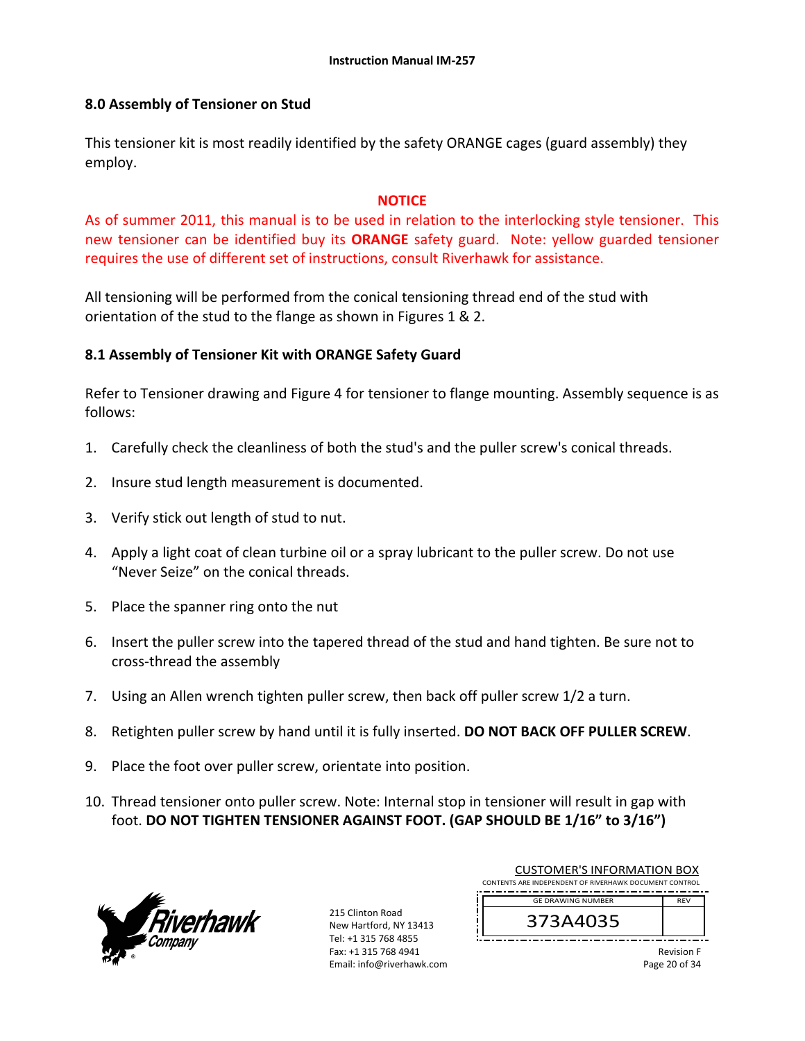## 8.0 Assembly of Tensioner on Stud

This tensioner kit is most readily identified by the safety ORANGE cages (guard assembly) they employ.

**NOTICE**

As of summer 2011, this manual is to be used in relation to the interlocking style tensioner. This new tensioner can be identified buy its **ORANGE** safety guard. Note: yellow guarded tensioner requires the use of different set of instructions, consult Riverhawk for assistance.

All tensioning will be performed from the conical tensioning thread end of the stud with orientation of the stud to the flange as shown in Figures 1 & 2.

### 8.1 Assembly of Tensioner Kit with ORANGE Safety Guard

Refer to Tensioner drawing and Figure 4 for tensioner to flange mounting. Assembly sequence is as follows:

1. Carefully check the cleanliness of both the stud's and the puller screw's conical threads.
2. Insure stud length measurement is documented.
3. Verify stick out length of stud to nut.
4. Apply a light coat of clean turbine oil or a spray lubricant to the puller screw. Do not use "Never Seize" on the conical threads.
5. Place the spanner ring onto the nut
6. Insert the puller screw into the tapered thread of the stud and hand tighten. Be sure not to cross-thread the assembly
7. Using an Allen wrench tighten puller screw, then back off puller screw 1/2 a turn.
8. Retighten puller screw by hand until it is fully inserted. **DO NOT BACK OFF PULLER SCREW**.
9. Place the foot over puller screw, orientate into position.
10. Thread tensioner onto puller screw. Note: Internal stop in tensioner will result in gap with foot. **DO NOT TIGHTEN TENSIONER AGAINST FOOT. (GAP SHOULD BE 1/16" to 3/16")**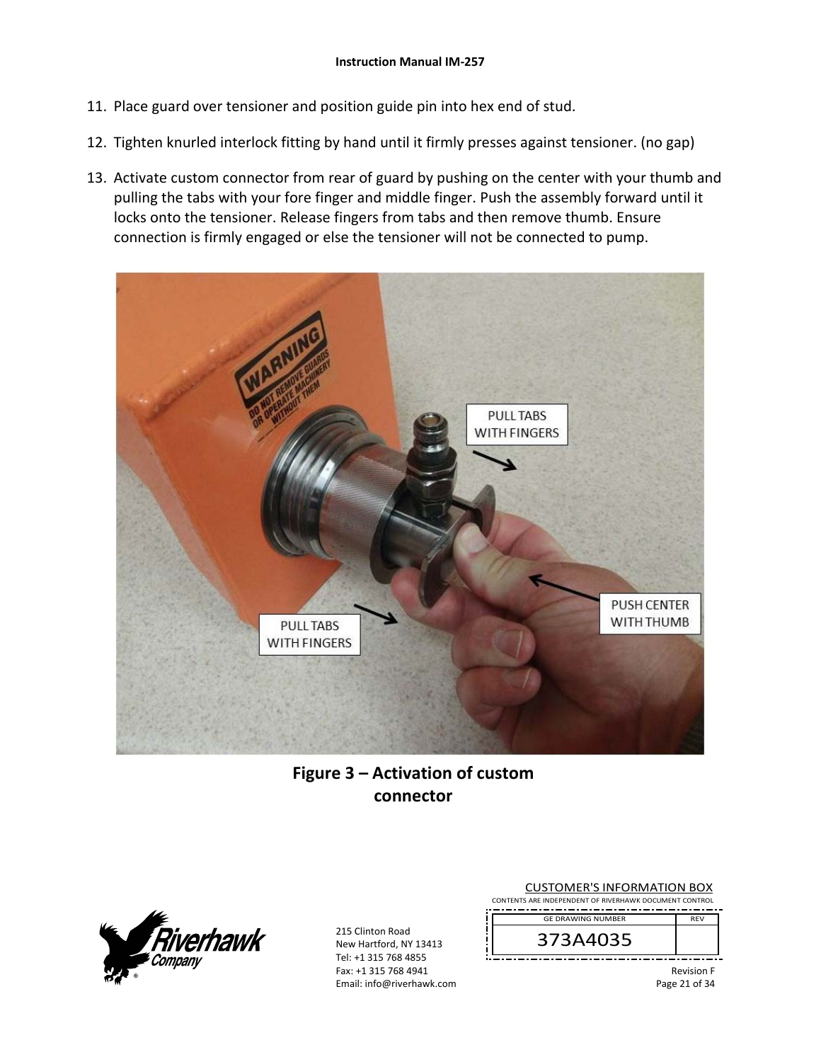11. Place guard over tensioner and position guide pin into hex end of stud.
12. Tighten knurled interlock fitting by hand until it firmly presses against tensioner. (no gap)
13. Activate custom connector from rear of guard by pushing on the center with your thumb and pulling the tabs with your fore finger and middle finger. Push the assembly forward until it locks onto the tensioner. Release fingers from tabs and then remove thumb. Ensure connection is firmly engaged or else the tensioner will not be connected to pump.

**Figure 3 – Activation of custom connector**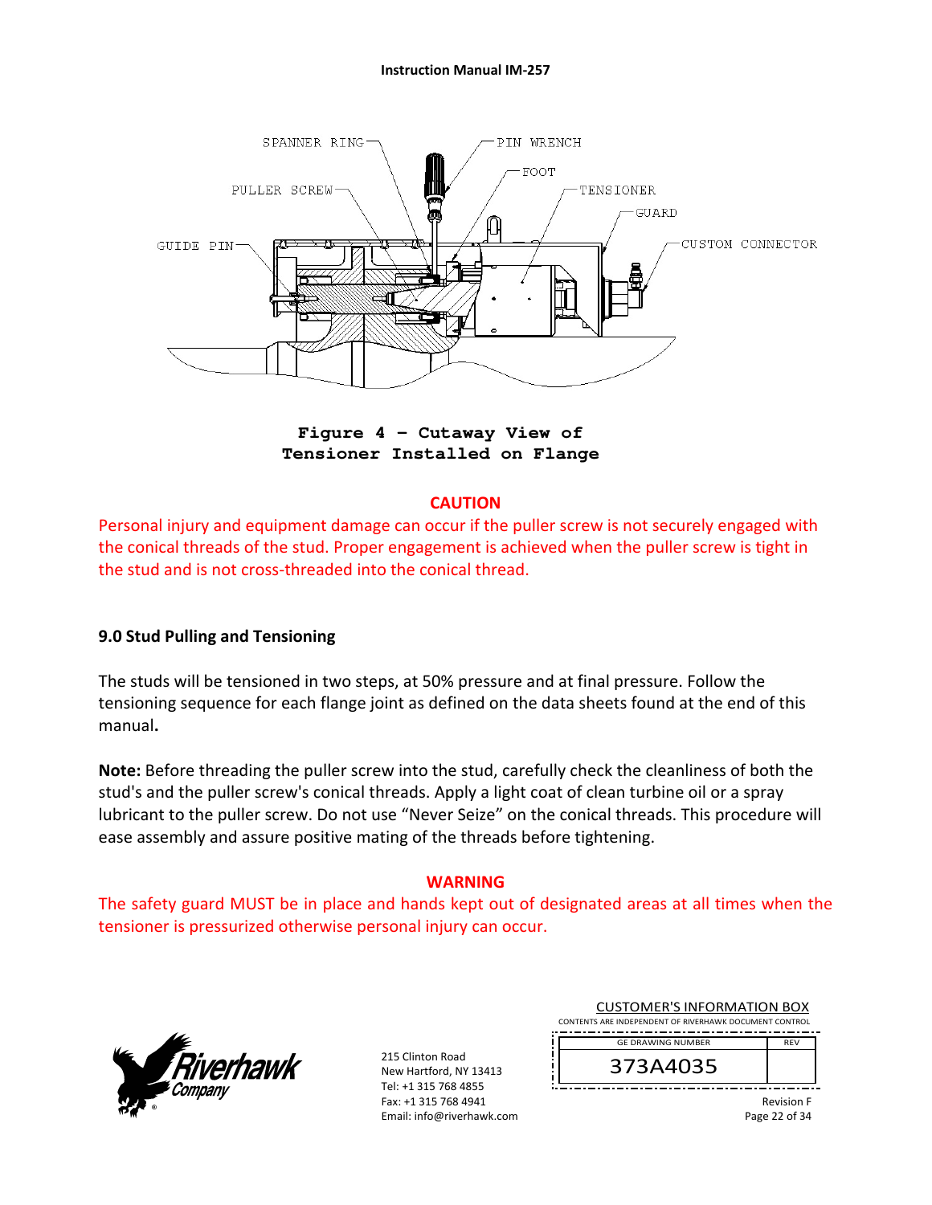SPANNER RING  PIN WRENCH  FOOT  PULLER SCREW  TENSIONER  GUARD  GUIDE PIN  CUSTOM CONNECTOR

**Figure 4 – Cutaway View of Tensioner Installed on Flange**

**CAUTION**

Personal injury and equipment damage can occur if the puller screw is not securely engaged with the conical threads of the stud. Proper engagement is achieved when the puller screw is tight in the stud and is not cross-threaded into the conical thread.

## 9.0 Stud Pulling and Tensioning

The studs will be tensioned in two steps, at 50% pressure and at final pressure. Follow the tensioning sequence for each flange joint as defined on the data sheets found at the end of this manual**.**

**Note:** Before threading the puller screw into the stud, carefully check the cleanliness of both the stud's and the puller screw's conical threads. Apply a light coat of clean turbine oil or a spray lubricant to the puller screw. Do not use "Never Seize" on the conical threads. This procedure will ease assembly and assure positive mating of the threads before tightening.

**WARNING**

The safety guard MUST be in place and hands kept out of designated areas at all times when the tensioner is pressurized otherwise personal injury can occur.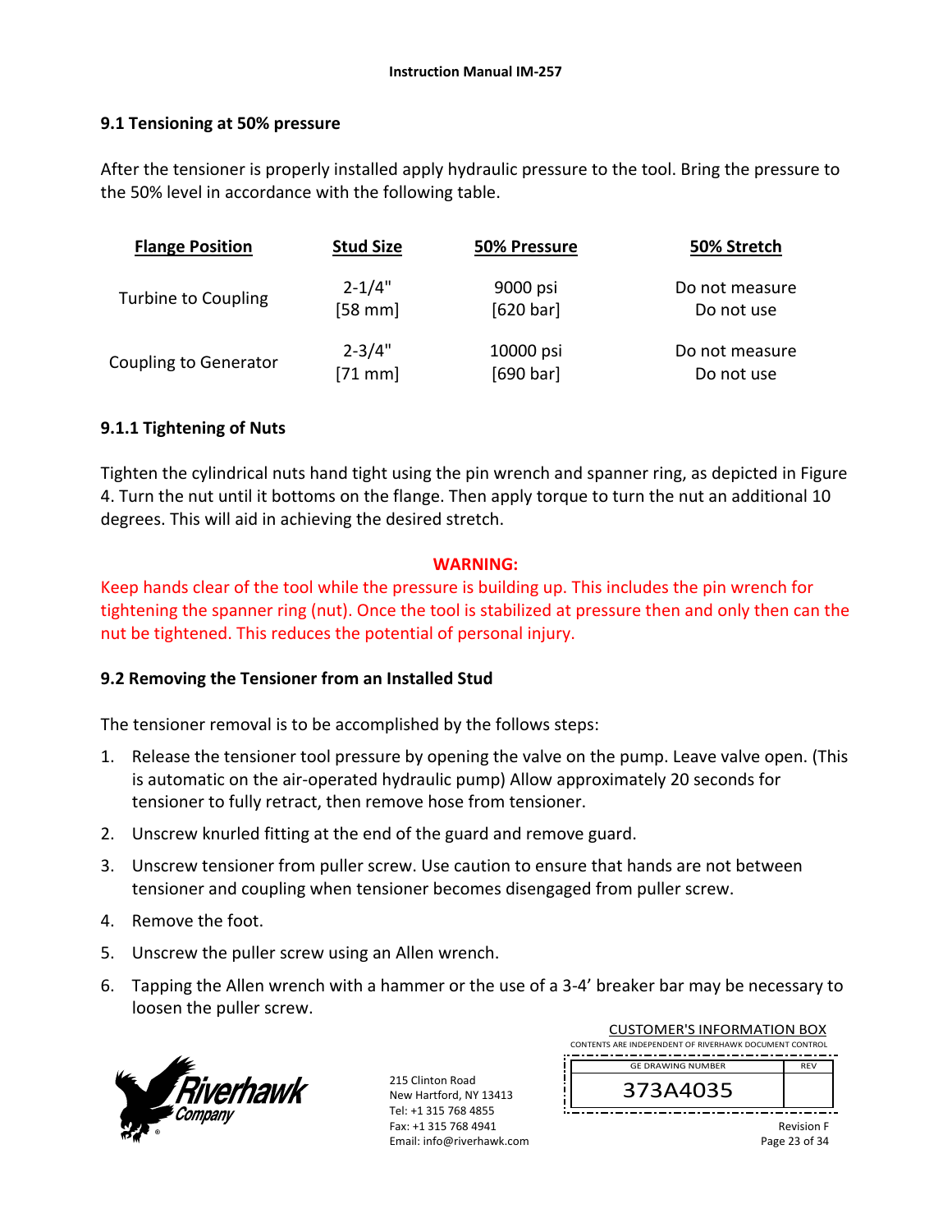### 9.1 Tensioning at 50% pressure

After the tensioner is properly installed apply hydraulic pressure to the tool. Bring the pressure to the 50% level in accordance with the following table.

| Flange Position | Stud Size | 50% Pressure | 50% Stretch |
|---|---|---|---|
| Turbine to Coupling | 2-1/4" [58 mm] | 9000 psi [620 bar] | Do not measure Do not use |
| Coupling to Generator | 2-3/4" [71 mm] | 10000 psi [690 bar] | Do not measure Do not use |

### 9.1.1 Tightening of Nuts

Tighten the cylindrical nuts hand tight using the pin wrench and spanner ring, as depicted in Figure 4. Turn the nut until it bottoms on the flange. Then apply torque to turn the nut an additional 10 degrees. This will aid in achieving the desired stretch.

**WARNING:**

Keep hands clear of the tool while the pressure is building up. This includes the pin wrench for tightening the spanner ring (nut). Once the tool is stabilized at pressure then and only then can the nut be tightened. This reduces the potential of personal injury.

### 9.2 Removing the Tensioner from an Installed Stud

The tensioner removal is to be accomplished by the follows steps:

1. Release the tensioner tool pressure by opening the valve on the pump. Leave valve open. (This is automatic on the air-operated hydraulic pump) Allow approximately 20 seconds for tensioner to fully retract, then remove hose from tensioner.
2. Unscrew knurled fitting at the end of the guard and remove guard.
3. Unscrew tensioner from puller screw. Use caution to ensure that hands are not between tensioner and coupling when tensioner becomes disengaged from puller screw.
4. Remove the foot.
5. Unscrew the puller screw using an Allen wrench.
6. Tapping the Allen wrench with a hammer or the use of a 3-4' breaker bar may be necessary to loosen the puller screw.

215 Clinton Road
New Hartford, NY 13413
Tel: +1 315 768 4855
Fax: +1 315 768 4941
Email: info@riverhawk.com

CUSTOMER'S INFORMATION BOX
CONTENTS ARE INDEPENDENT OF RIVERHAWK DOCUMENT CONTROL

| GE DRAWING NUMBER | REV |
|---|---|
| 373A4035 | |

Revision F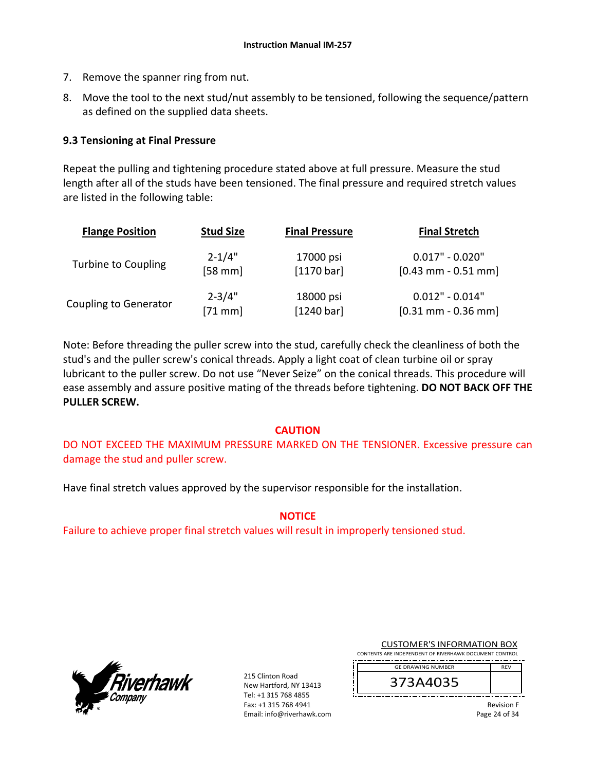7. Remove the spanner ring from nut.
8. Move the tool to the next stud/nut assembly to be tensioned, following the sequence/pattern as defined on the supplied data sheets.

### 9.3 Tensioning at Final Pressure

Repeat the pulling and tightening procedure stated above at full pressure. Measure the stud length after all of the studs have been tensioned. The final pressure and required stretch values are listed in the following table:

| Flange Position | Stud Size | Final Pressure | Final Stretch |
|---|---|---|---|
| Turbine to Coupling | 2-1/4" [58 mm] | 17000 psi [1170 bar] | 0.017" - 0.020" [0.43 mm - 0.51 mm] |
| Coupling to Generator | 2-3/4" [71 mm] | 18000 psi [1240 bar] | 0.012" - 0.014" [0.31 mm - 0.36 mm] |

Note: Before threading the puller screw into the stud, carefully check the cleanliness of both the stud's and the puller screw's conical threads. Apply a light coat of clean turbine oil or spray lubricant to the puller screw. Do not use "Never Seize" on the conical threads. This procedure will ease assembly and assure positive mating of the threads before tightening. **DO NOT BACK OFF THE PULLER SCREW.**

**CAUTION**

DO NOT EXCEED THE MAXIMUM PRESSURE MARKED ON THE TENSIONER. Excessive pressure can damage the stud and puller screw.

Have final stretch values approved by the supervisor responsible for the installation.

**NOTICE**

Failure to achieve proper final stretch values will result in improperly tensioned stud.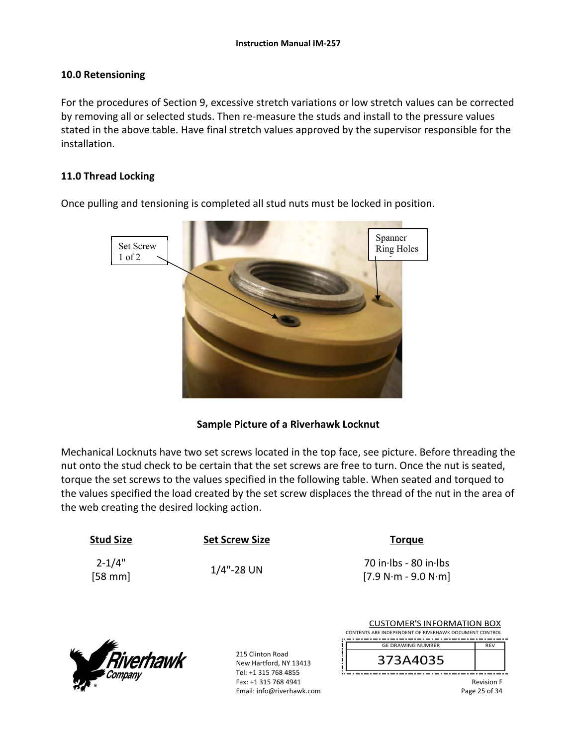## 10.0 Retensioning

For the procedures of Section 9, excessive stretch variations or low stretch values can be corrected by removing all or selected studs. Then re-measure the studs and install to the pressure values stated in the above table. Have final stretch values approved by the supervisor responsible for the installation.

## 11.0 Thread Locking

Once pulling and tensioning is completed all stud nuts must be locked in position.

Set Screw 1 of 2

Spanner Ring Holes

**Sample Picture of a Riverhawk Locknut**

Mechanical Locknuts have two set screws located in the top face, see picture. Before threading the nut onto the stud check to be certain that the set screws are free to turn. Once the nut is seated, torque the set screws to the values specified in the following table. When seated and torqued to the values specified the load created by the set screw displaces the thread of the nut in the area of the web creating the desired locking action.

| Stud Size | Set Screw Size | Torque |
|---|---|---|
| 2-1/4" [58 mm] | 1/4"-28 UN | 70 in·lbs - 80 in·lbs [7.9 N·m - 9.0 N·m] |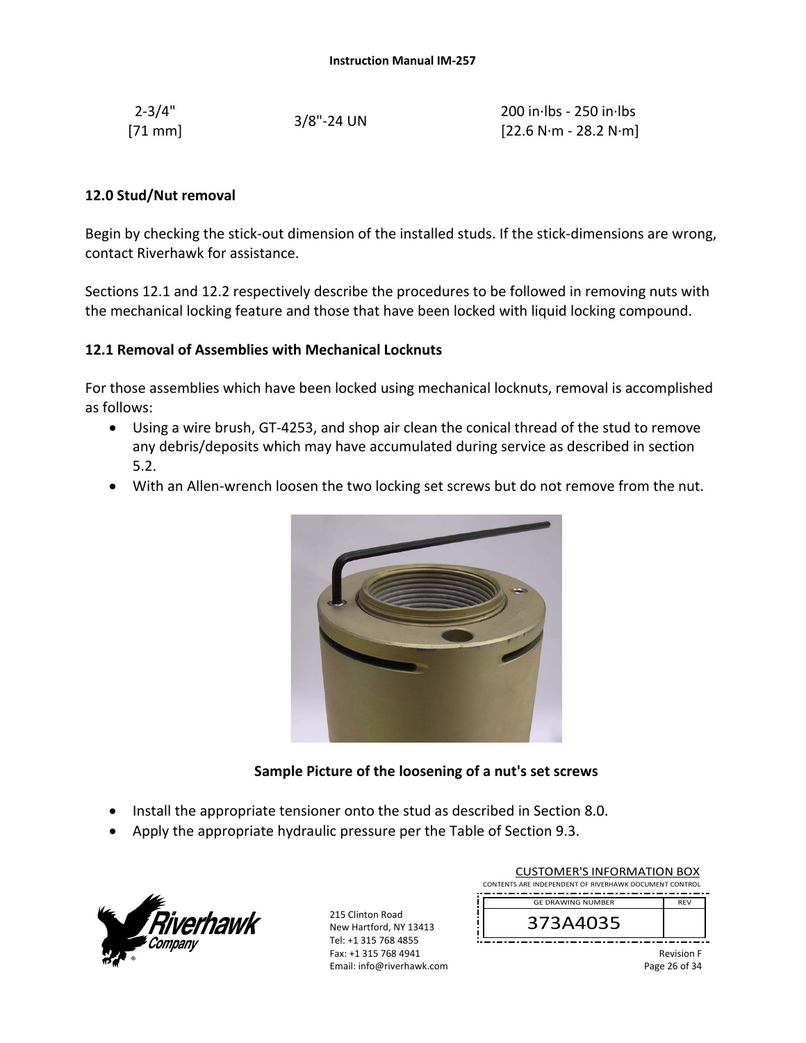| 2-3/4" [71 mm] | 3/8"-24 UN | 200 in·lbs - 250 in·lbs [22.6 N·m - 28.2 N·m] |
|---|---|---|

## 12.0 Stud/Nut removal

Begin by checking the stick-out dimension of the installed studs. If the stick-dimensions are wrong, contact Riverhawk for assistance.

Sections 12.1 and 12.2 respectively describe the procedures to be followed in removing nuts with the mechanical locking feature and those that have been locked with liquid locking compound.

### 12.1 Removal of Assemblies with Mechanical Locknuts

For those assemblies which have been locked using mechanical locknuts, removal is accomplished as follows:

- Using a wire brush, GT-4253, and shop air clean the conical thread of the stud to remove any debris/deposits which may have accumulated during service as described in section 5.2.
- With an Allen-wrench loosen the two locking set screws but do not remove from the nut.

**Sample Picture of the loosening of a nut's set screws**

- Install the appropriate tensioner onto the stud as described in Section 8.0.
- Apply the appropriate hydraulic pressure per the Table of Section 9.3.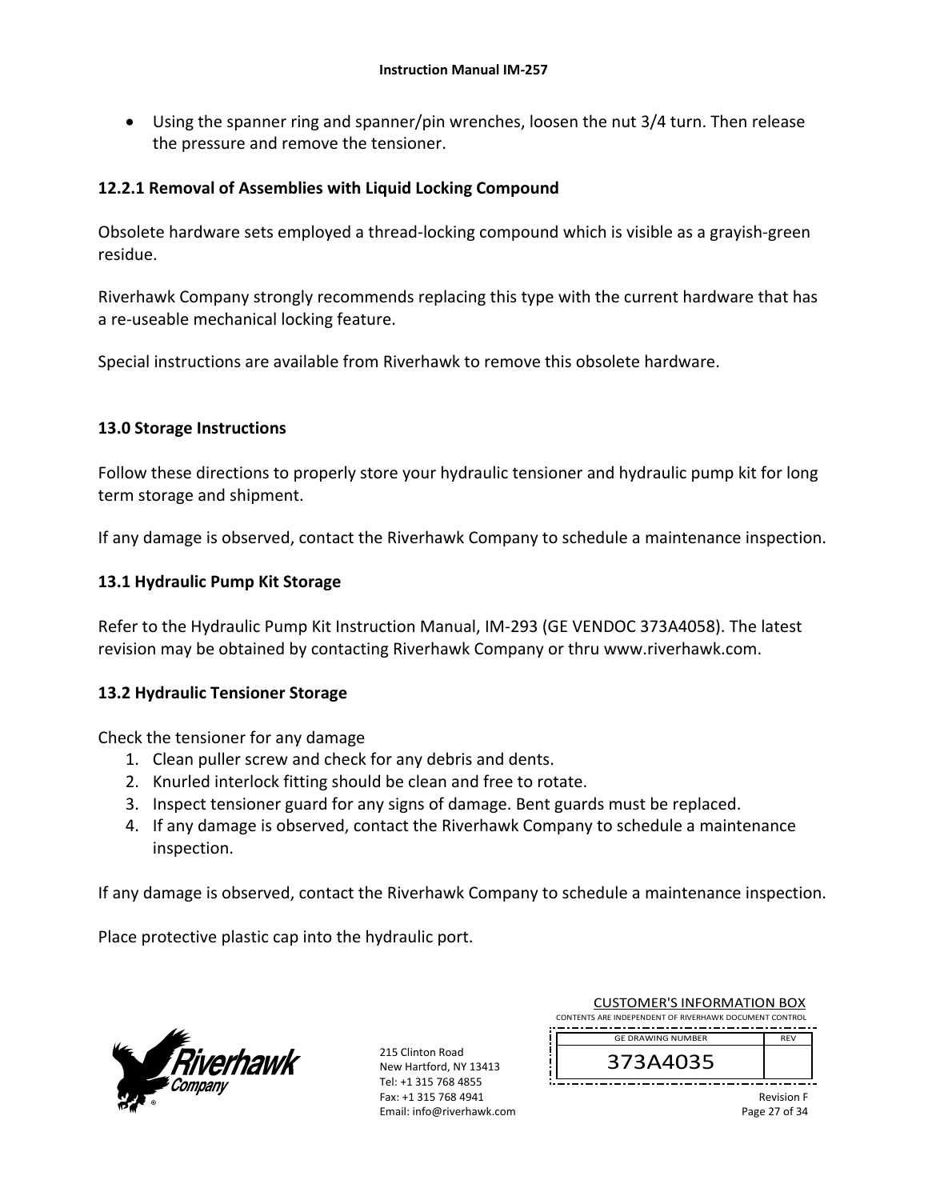- Using the spanner ring and spanner/pin wrenches, loosen the nut 3/4 turn. Then release the pressure and remove the tensioner.

### 12.2.1 Removal of Assemblies with Liquid Locking Compound

Obsolete hardware sets employed a thread-locking compound which is visible as a grayish-green residue.

Riverhawk Company strongly recommends replacing this type with the current hardware that has a re-useable mechanical locking feature.

Special instructions are available from Riverhawk to remove this obsolete hardware.

## 13.0 Storage Instructions

Follow these directions to properly store your hydraulic tensioner and hydraulic pump kit for long term storage and shipment.

If any damage is observed, contact the Riverhawk Company to schedule a maintenance inspection.

### 13.1 Hydraulic Pump Kit Storage

Refer to the Hydraulic Pump Kit Instruction Manual, IM-293 (GE VENDOC 373A4058). The latest revision may be obtained by contacting Riverhawk Company or thru www.riverhawk.com.

### 13.2 Hydraulic Tensioner Storage

Check the tensioner for any damage

1. Clean puller screw and check for any debris and dents.
2. Knurled interlock fitting should be clean and free to rotate.
3. Inspect tensioner guard for any signs of damage. Bent guards must be replaced.
4. If any damage is observed, contact the Riverhawk Company to schedule a maintenance inspection.

If any damage is observed, contact the Riverhawk Company to schedule a maintenance inspection.

Place protective plastic cap into the hydraulic port.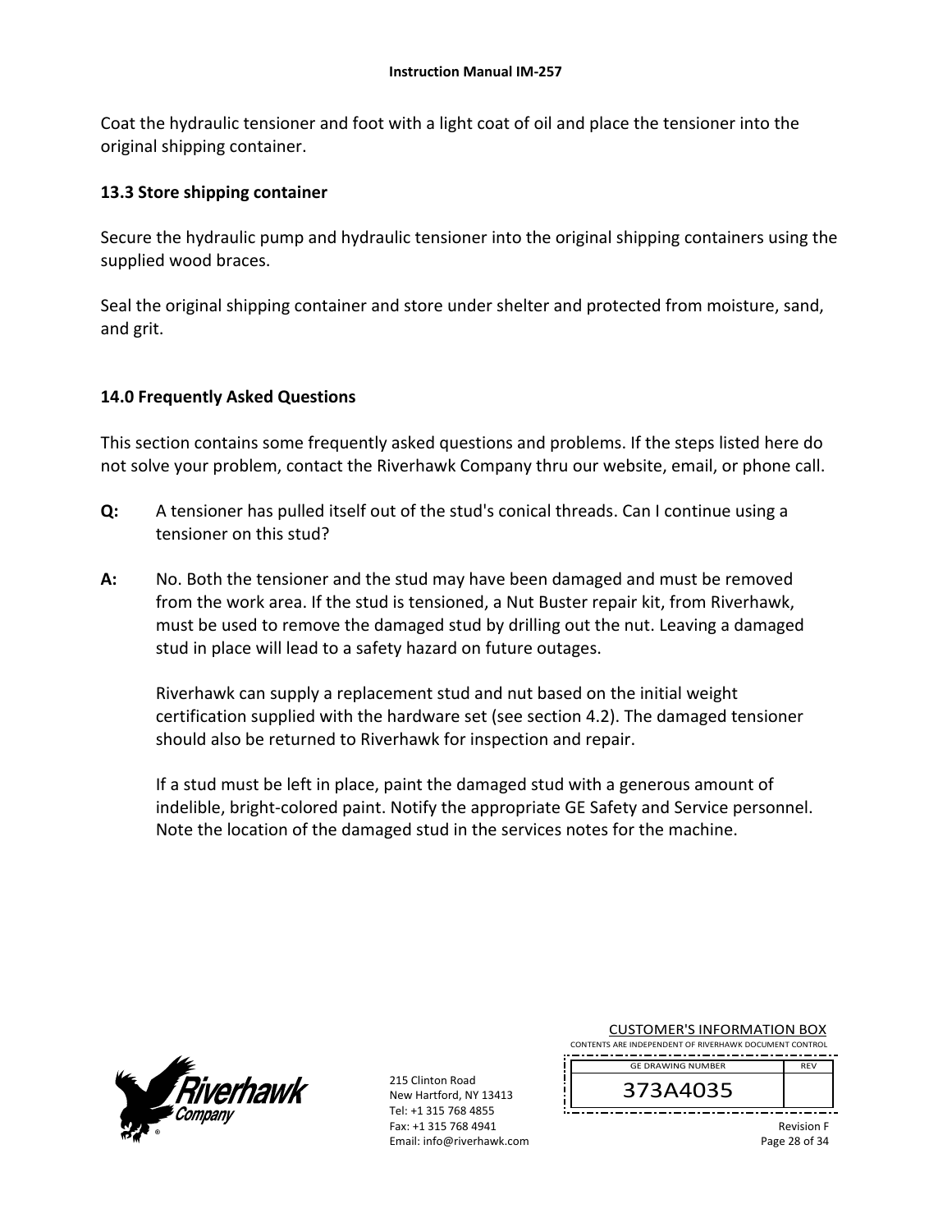Coat the hydraulic tensioner and foot with a light coat of oil and place the tensioner into the original shipping container.

### 13.3 Store shipping container

Secure the hydraulic pump and hydraulic tensioner into the original shipping containers using the supplied wood braces.

Seal the original shipping container and store under shelter and protected from moisture, sand, and grit.

## 14.0 Frequently Asked Questions

This section contains some frequently asked questions and problems. If the steps listed here do not solve your problem, contact the Riverhawk Company thru our website, email, or phone call.

**Q:** A tensioner has pulled itself out of the stud's conical threads. Can I continue using a tensioner on this stud?

**A:** No. Both the tensioner and the stud may have been damaged and must be removed from the work area. If the stud is tensioned, a Nut Buster repair kit, from Riverhawk, must be used to remove the damaged stud by drilling out the nut. Leaving a damaged stud in place will lead to a safety hazard on future outages.

Riverhawk can supply a replacement stud and nut based on the initial weight certification supplied with the hardware set (see section 4.2). The damaged tensioner should also be returned to Riverhawk for inspection and repair.

If a stud must be left in place, paint the damaged stud with a generous amount of indelible, bright-colored paint. Notify the appropriate GE Safety and Service personnel. Note the location of the damaged stud in the services notes for the machine.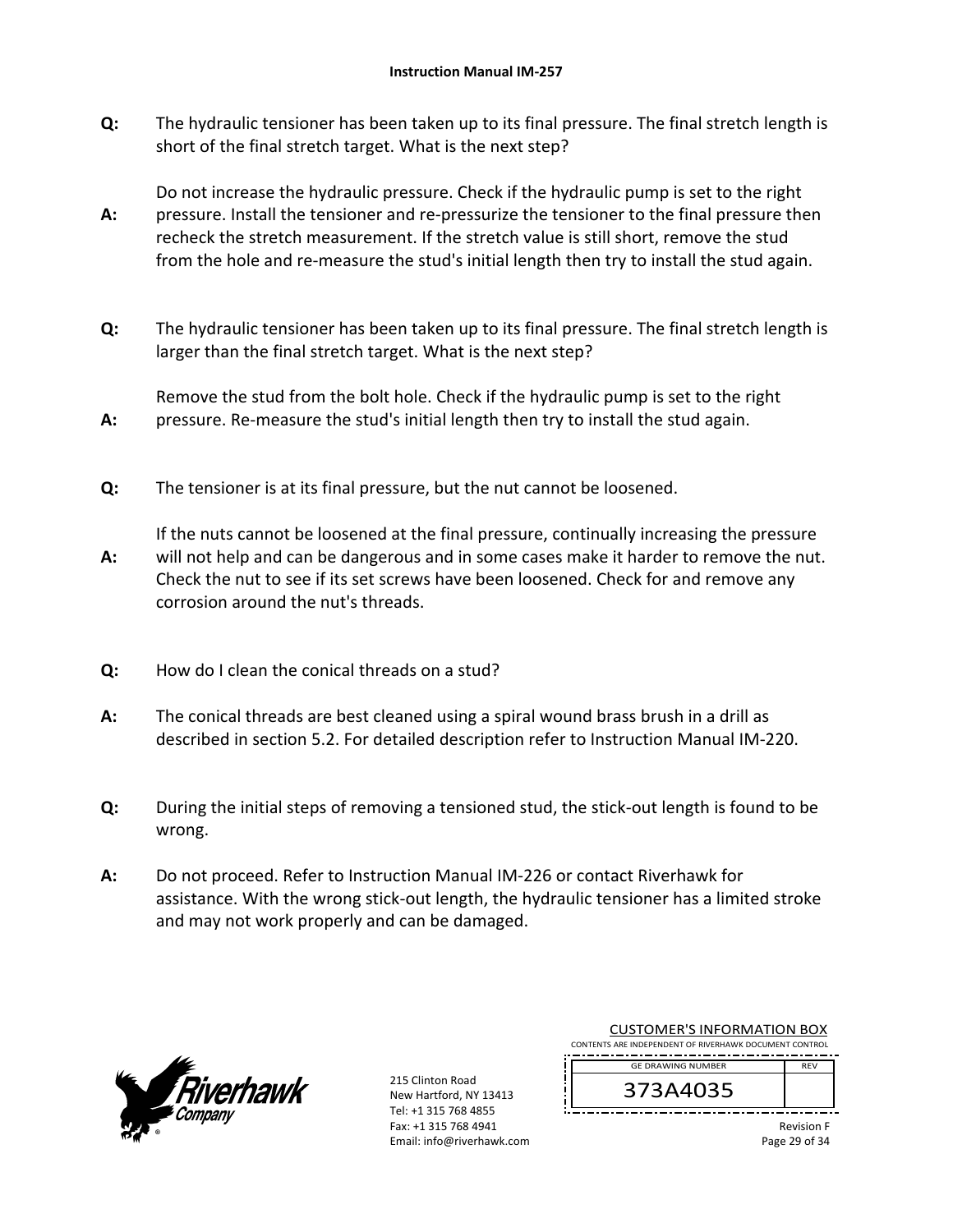**Q:** The hydraulic tensioner has been taken up to its final pressure. The final stretch length is short of the final stretch target. What is the next step?

**A:** Do not increase the hydraulic pressure. Check if the hydraulic pump is set to the right pressure. Install the tensioner and re-pressurize the tensioner to the final pressure then recheck the stretch measurement. If the stretch value is still short, remove the stud from the hole and re-measure the stud's initial length then try to install the stud again.

**Q:** The hydraulic tensioner has been taken up to its final pressure. The final stretch length is larger than the final stretch target. What is the next step?

**A:** Remove the stud from the bolt hole. Check if the hydraulic pump is set to the right pressure. Re-measure the stud's initial length then try to install the stud again.

**Q:** The tensioner is at its final pressure, but the nut cannot be loosened.

**A:** If the nuts cannot be loosened at the final pressure, continually increasing the pressure will not help and can be dangerous and in some cases make it harder to remove the nut. Check the nut to see if its set screws have been loosened. Check for and remove any corrosion around the nut's threads.

**Q:** How do I clean the conical threads on a stud?

**A:** The conical threads are best cleaned using a spiral wound brass brush in a drill as described in section 5.2. For detailed description refer to Instruction Manual IM-220.

**Q:** During the initial steps of removing a tensioned stud, the stick-out length is found to be wrong.

**A:** Do not proceed. Refer to Instruction Manual IM-226 or contact Riverhawk for assistance. With the wrong stick-out length, the hydraulic tensioner has a limited stroke and may not work properly and can be damaged.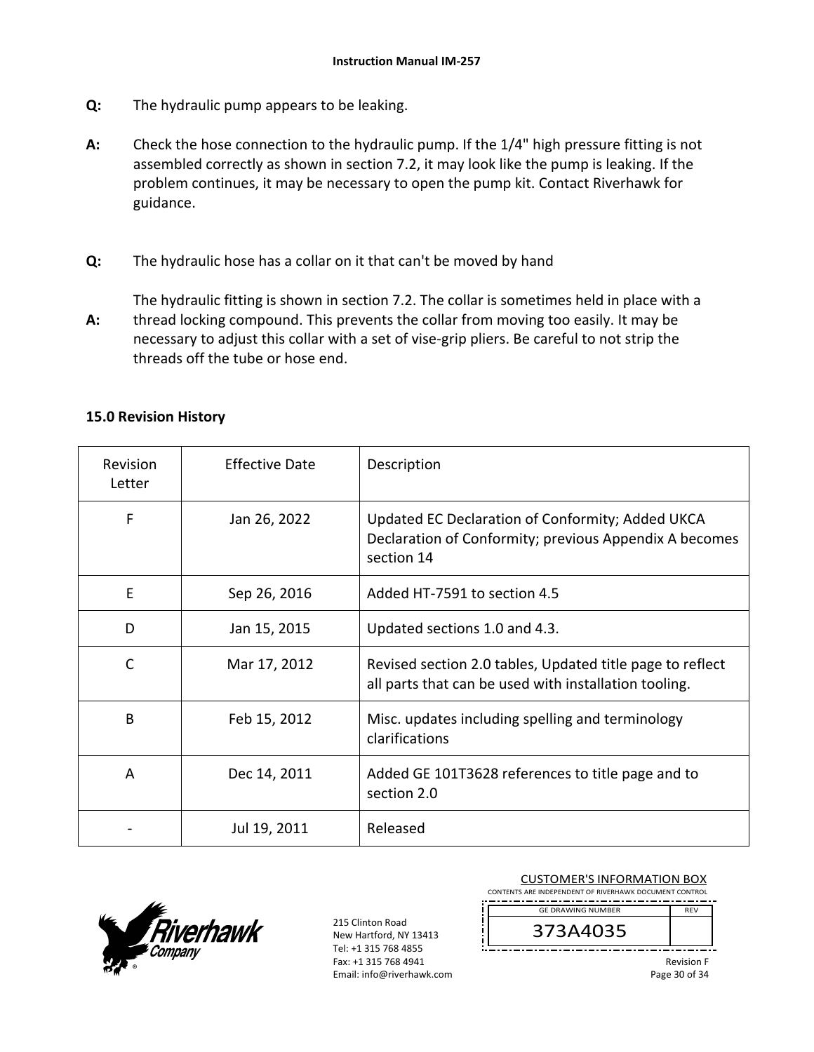**Q:** The hydraulic pump appears to be leaking.

**A:** Check the hose connection to the hydraulic pump. If the 1/4" high pressure fitting is not assembled correctly as shown in section 7.2, it may look like the pump is leaking. If the problem continues, it may be necessary to open the pump kit. Contact Riverhawk for guidance.

**Q:** The hydraulic hose has a collar on it that can't be moved by hand

**A:** The hydraulic fitting is shown in section 7.2. The collar is sometimes held in place with a thread locking compound. This prevents the collar from moving too easily. It may be necessary to adjust this collar with a set of vise-grip pliers. Be careful to not strip the threads off the tube or hose end.

## 15.0 Revision History

| Revision Letter | Effective Date | Description |
|---|---|---|
| F | Jan 26, 2022 | Updated EC Declaration of Conformity; Added UKCA Declaration of Conformity; previous Appendix A becomes section 14 |
| E | Sep 26, 2016 | Added HT-7591 to section 4.5 |
| D | Jan 15, 2015 | Updated sections 1.0 and 4.3. |
| C | Mar 17, 2012 | Revised section 2.0 tables, Updated title page to reflect all parts that can be used with installation tooling. |
| B | Feb 15, 2012 | Misc. updates including spelling and terminology clarifications |
| A | Dec 14, 2011 | Added GE 101T3628 references to title page and to section 2.0 |
| - | Jul 19, 2011 | Released |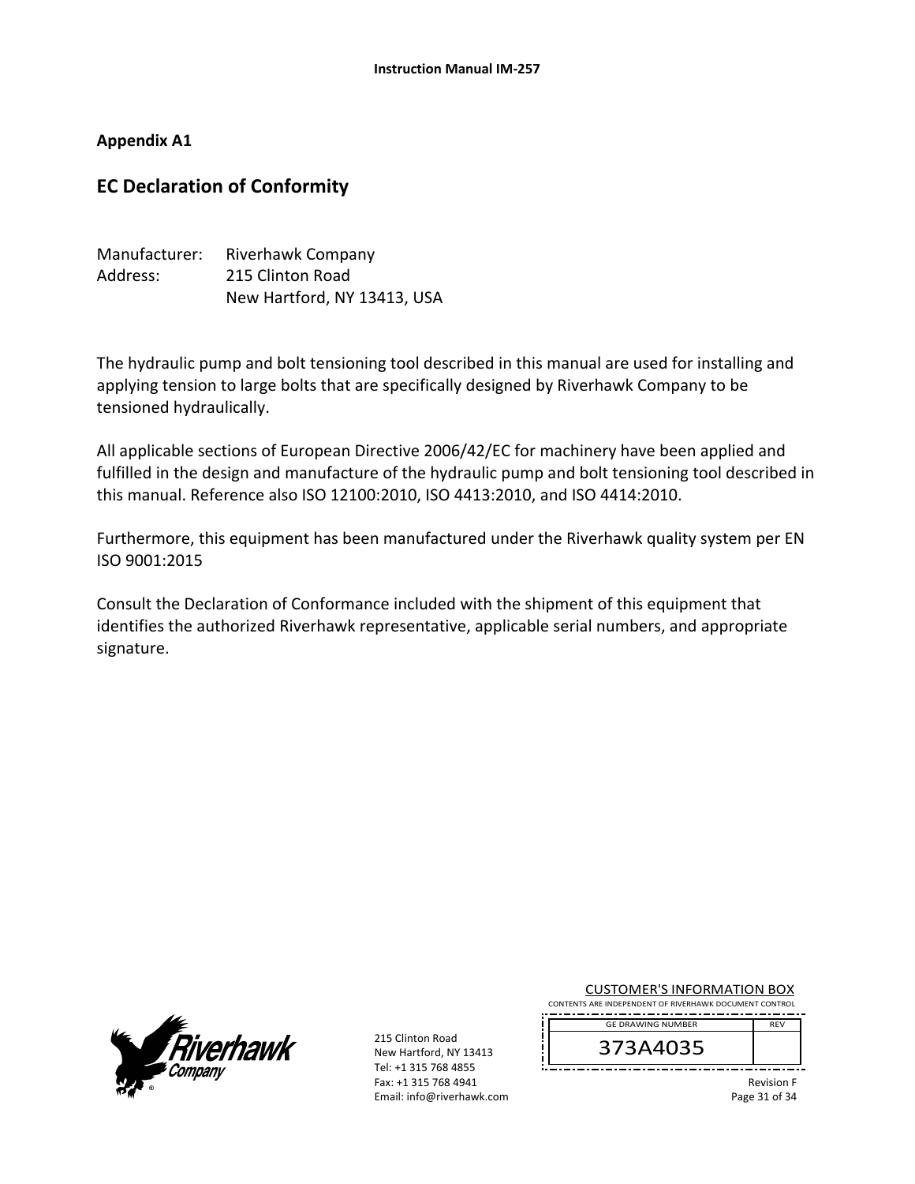## Appendix A1

# EC Declaration of Conformity

Manufacturer: Riverhawk Company
Address: 215 Clinton Road
New Hartford, NY 13413, USA

The hydraulic pump and bolt tensioning tool described in this manual are used for installing and applying tension to large bolts that are specifically designed by Riverhawk Company to be tensioned hydraulically.

All applicable sections of European Directive 2006/42/EC for machinery have been applied and fulfilled in the design and manufacture of the hydraulic pump and bolt tensioning tool described in this manual. Reference also ISO 12100:2010, ISO 4413:2010, and ISO 4414:2010.

Furthermore, this equipment has been manufactured under the Riverhawk quality system per EN ISO 9001:2015

Consult the Declaration of Conformance included with the shipment of this equipment that identifies the authorized Riverhawk representative, applicable serial numbers, and appropriate signature.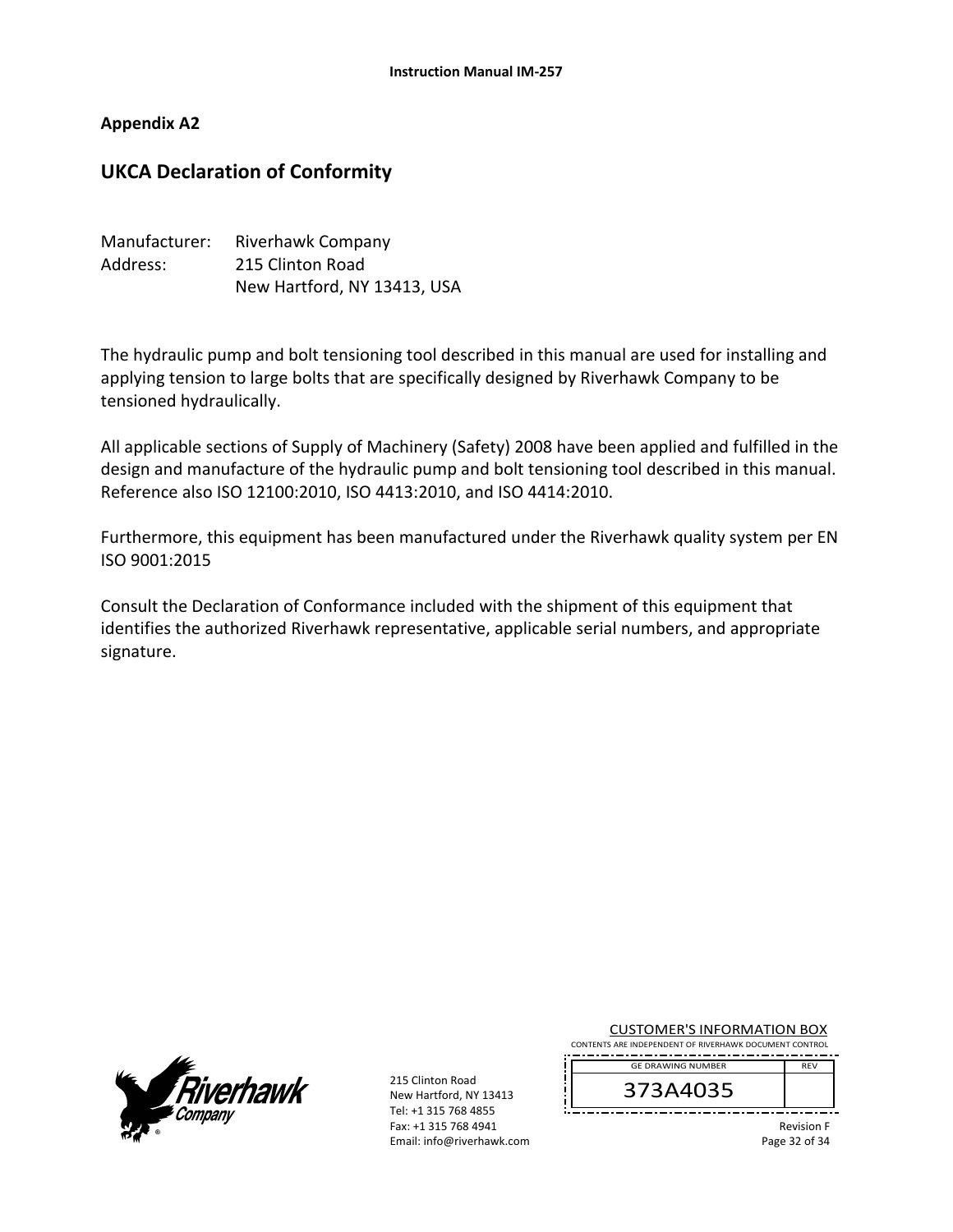## Appendix A2

# UKCA Declaration of Conformity

Manufacturer: Riverhawk Company
Address: 215 Clinton Road
New Hartford, NY 13413, USA

The hydraulic pump and bolt tensioning tool described in this manual are used for installing and applying tension to large bolts that are specifically designed by Riverhawk Company to be tensioned hydraulically.

All applicable sections of Supply of Machinery (Safety) 2008 have been applied and fulfilled in the design and manufacture of the hydraulic pump and bolt tensioning tool described in this manual. Reference also ISO 12100:2010, ISO 4413:2010, and ISO 4414:2010.

Furthermore, this equipment has been manufactured under the Riverhawk quality system per EN ISO 9001:2015

Consult the Declaration of Conformance included with the shipment of this equipment that identifies the authorized Riverhawk representative, applicable serial numbers, and appropriate signature.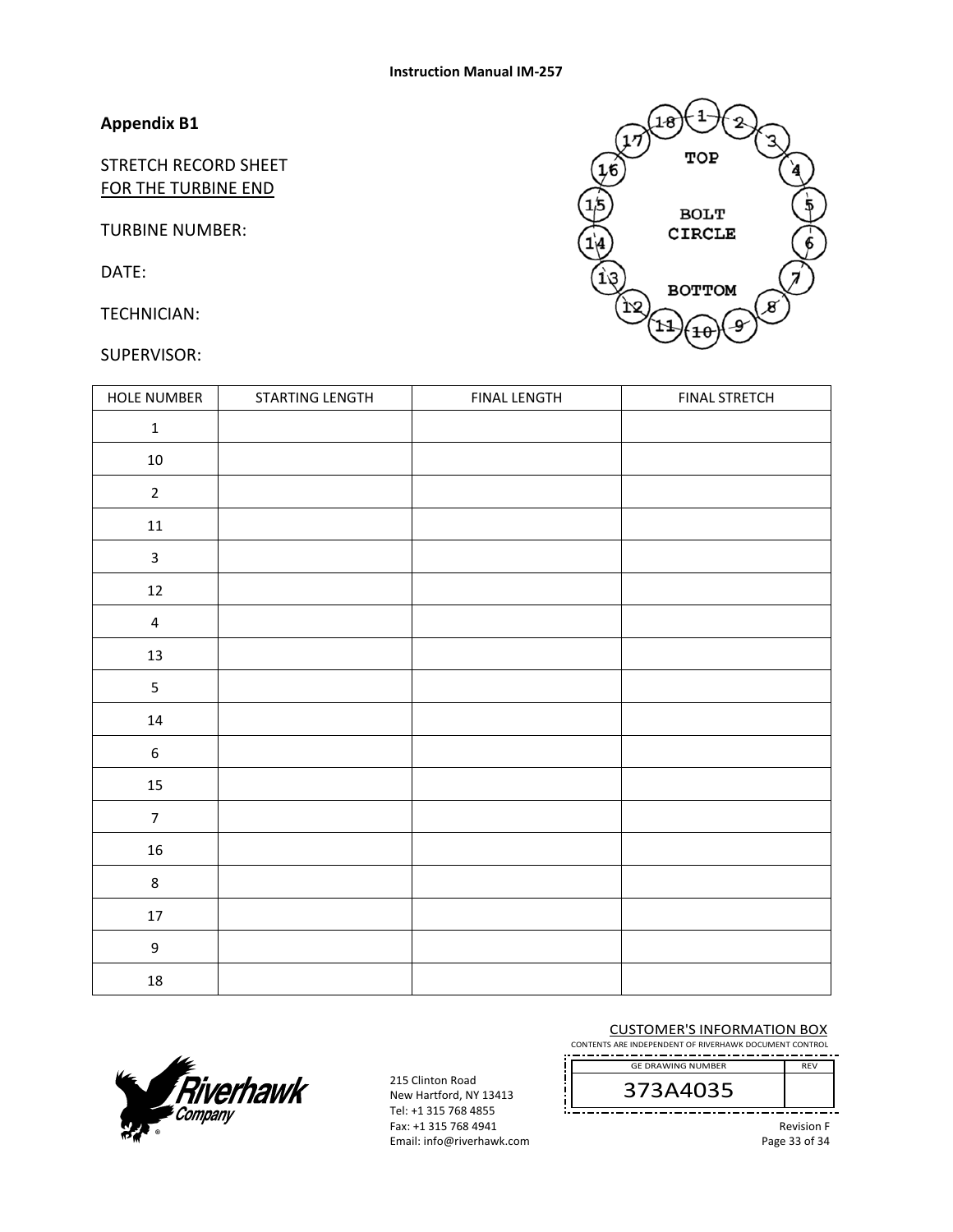**Appendix B1**

STRETCH RECORD SHEET
FOR THE TURBINE END

TURBINE NUMBER:

DATE:

TECHNICIAN:

SUPERVISOR:

| HOLE NUMBER | STARTING LENGTH | FINAL LENGTH | FINAL STRETCH |
|---|---|---|---|
| 1 | | | |
| 10 | | | |
| 2 | | | |
| 11 | | | |
| 3 | | | |
| 12 | | | |
| 4 | | | |
| 13 | | | |
| 5 | | | |
| 14 | | | |
| 6 | | | |
| 15 | | | |
| 7 | | | |
| 16 | | | |
| 8 | | | |
| 17 | | | |
| 9 | | | |
| 18 | | | |

215 Clinton Road
New Hartford, NY 13413
Tel: +1 315 768 4855
Fax: +1 315 768 4941
Email: info@riverhawk.com

CUSTOMER'S INFORMATION BOX
CONTENTS ARE INDEPENDENT OF RIVERHAWK DOCUMENT CONTROL

| GE DRAWING NUMBER | REV |
|---|---|
| 373A4035 | |

Revision F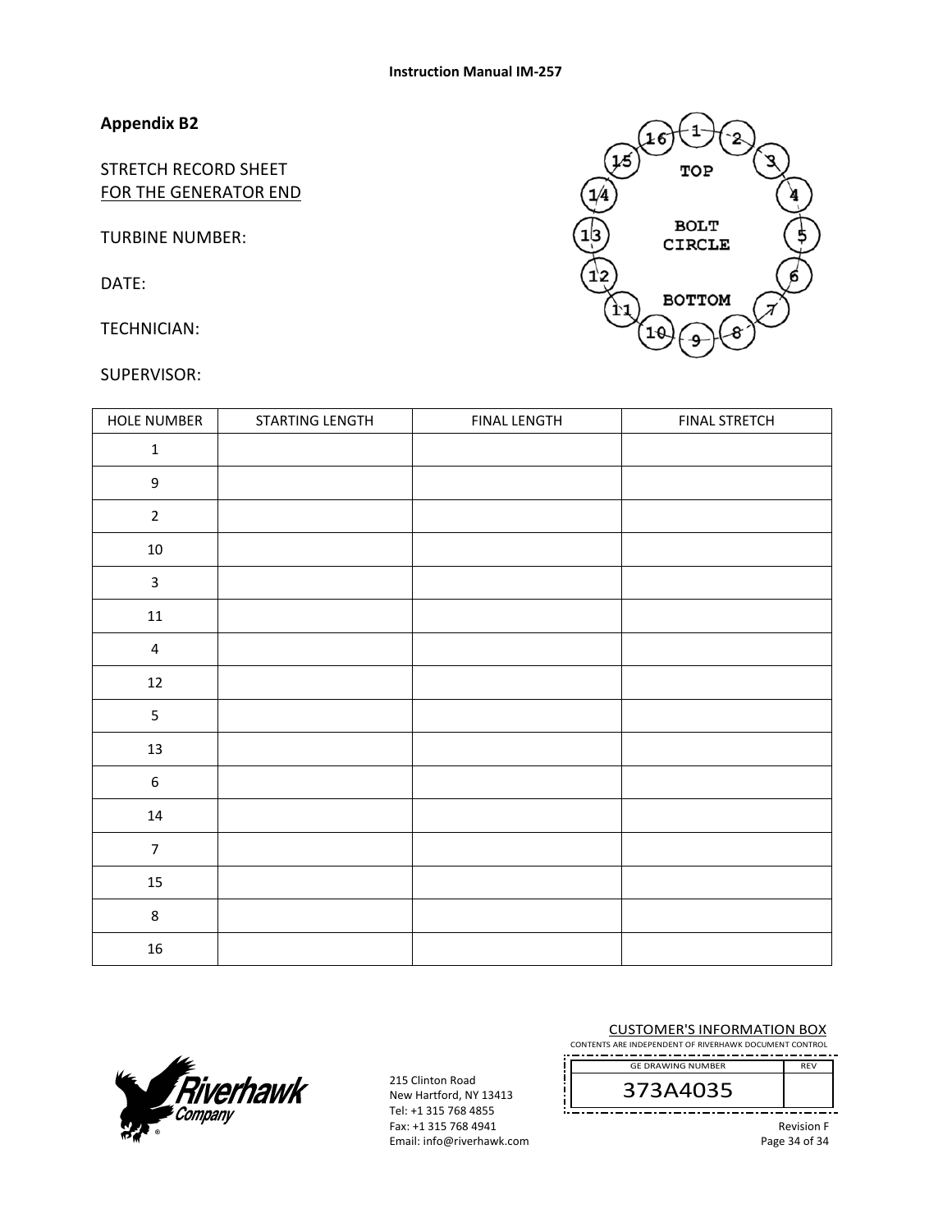## Appendix B2

STRETCH RECORD SHEET
FOR THE GENERATOR END

TURBINE NUMBER:

DATE:

TECHNICIAN:

SUPERVISOR:

16 1 2 3 4 5 6 7 8 9 10 11 12 13 14 15

TOP

BOLT CIRCLE

BOTTOM

| HOLE NUMBER | STARTING LENGTH | FINAL LENGTH | FINAL STRETCH |
|---|---|---|---|
| 1 | | | |
| 9 | | | |
| 2 | | | |
| 10 | | | |
| 3 | | | |
| 11 | | | |
| 4 | | | |
| 12 | | | |
| 5 | | | |
| 13 | | | |
| 6 | | | |
| 14 | | | |
| 7 | | | |
| 15 | | | |
| 8 | | | |
| 16 | | | |

215 Clinton Road
New Hartford, NY 13413
Tel: +1 315 768 4855
Fax: +1 315 768 4941
Email: info@riverhawk.com

CUSTOMER'S INFORMATION BOX
CONTENTS ARE INDEPENDENT OF RIVERHAWK DOCUMENT CONTROL

| GE DRAWING NUMBER | REV |
|---|---|
| 373A4035 | |

Revision F